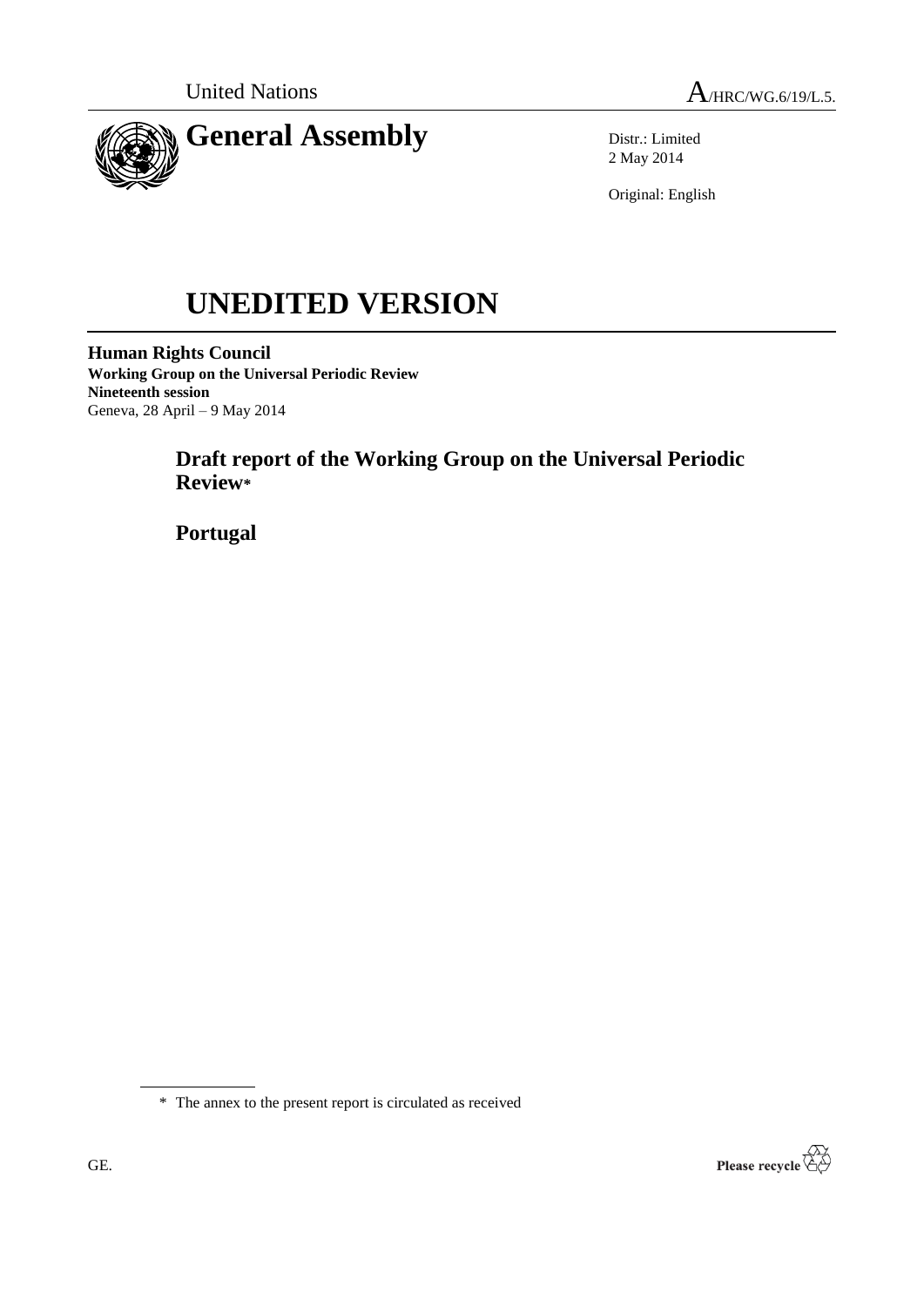United Nations

A/HRC/WG.6/19/L.5.

# General Assembly

Distr.: Limited
2 May 2014

Original: English

# UNEDITED VERSION

**Human Rights Council**
**Working Group on the Universal Periodic Review**
**Nineteenth session**
Geneva, 28 April – 9 May 2014

## Draft report of the Working Group on the Universal Periodic Review*

## Portugal

\* The annex to the present report is circulated as received

GE.

Please recycle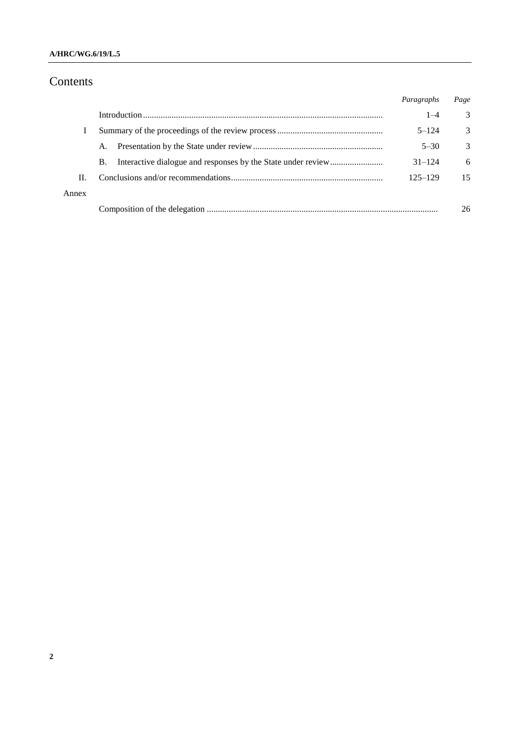# Contents

| | | *Paragraphs* | *Page* |
|---|---|---|---|
| | Introduction | 1–4 | 3 |
| I | Summary of the proceedings of the review process | 5–124 | 3 |
| | A. Presentation by the State under review | 5–30 | 3 |
| | B. Interactive dialogue and responses by the State under review | 31–124 | 6 |
| II. | Conclusions and/or recommendations | 125–129 | 15 |
| Annex | | | |
| | Composition of the delegation | | 26 |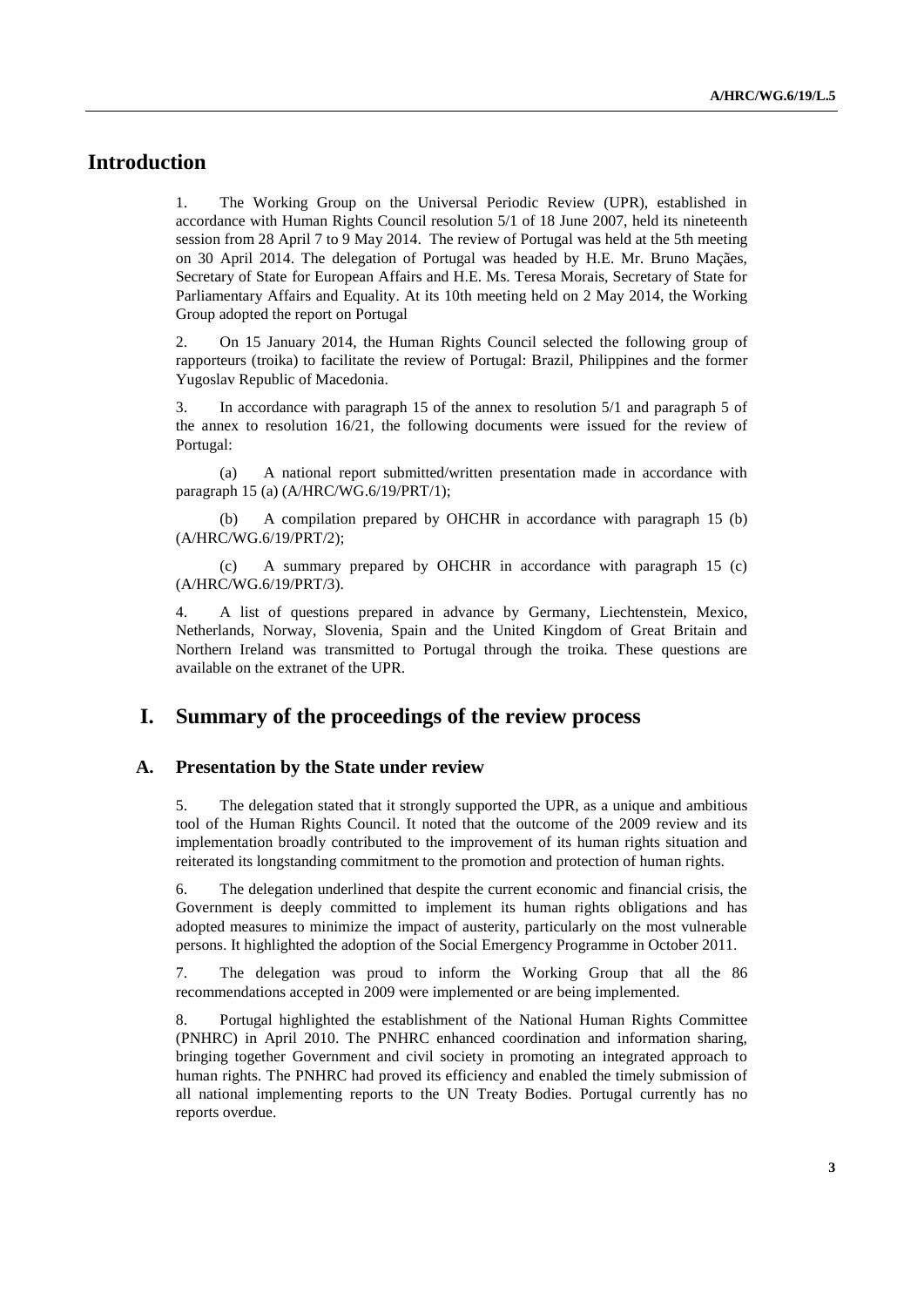# Introduction

1. The Working Group on the Universal Periodic Review (UPR), established in accordance with Human Rights Council resolution 5/1 of 18 June 2007, held its nineteenth session from 28 April 7 to 9 May 2014. The review of Portugal was held at the 5th meeting on 30 April 2014. The delegation of Portugal was headed by H.E. Mr. Bruno Maçães, Secretary of State for European Affairs and H.E. Ms. Teresa Morais, Secretary of State for Parliamentary Affairs and Equality. At its 10th meeting held on 2 May 2014, the Working Group adopted the report on Portugal

2. On 15 January 2014, the Human Rights Council selected the following group of rapporteurs (troika) to facilitate the review of Portugal: Brazil, Philippines and the former Yugoslav Republic of Macedonia.

3. In accordance with paragraph 15 of the annex to resolution 5/1 and paragraph 5 of the annex to resolution 16/21, the following documents were issued for the review of Portugal:

(a) A national report submitted/written presentation made in accordance with paragraph 15 (a) (A/HRC/WG.6/19/PRT/1);

(b) A compilation prepared by OHCHR in accordance with paragraph 15 (b) (A/HRC/WG.6/19/PRT/2);

(c) A summary prepared by OHCHR in accordance with paragraph 15 (c) (A/HRC/WG.6/19/PRT/3).

4. A list of questions prepared in advance by Germany, Liechtenstein, Mexico, Netherlands, Norway, Slovenia, Spain and the United Kingdom of Great Britain and Northern Ireland was transmitted to Portugal through the troika. These questions are available on the extranet of the UPR.

# I. Summary of the proceedings of the review process

## A. Presentation by the State under review

5. The delegation stated that it strongly supported the UPR, as a unique and ambitious tool of the Human Rights Council. It noted that the outcome of the 2009 review and its implementation broadly contributed to the improvement of its human rights situation and reiterated its longstanding commitment to the promotion and protection of human rights.

6. The delegation underlined that despite the current economic and financial crisis, the Government is deeply committed to implement its human rights obligations and has adopted measures to minimize the impact of austerity, particularly on the most vulnerable persons. It highlighted the adoption of the Social Emergency Programme in October 2011.

7. The delegation was proud to inform the Working Group that all the 86 recommendations accepted in 2009 were implemented or are being implemented.

8. Portugal highlighted the establishment of the National Human Rights Committee (PNHRC) in April 2010. The PNHRC enhanced coordination and information sharing, bringing together Government and civil society in promoting an integrated approach to human rights. The PNHRC had proved its efficiency and enabled the timely submission of all national implementing reports to the UN Treaty Bodies. Portugal currently has no reports overdue.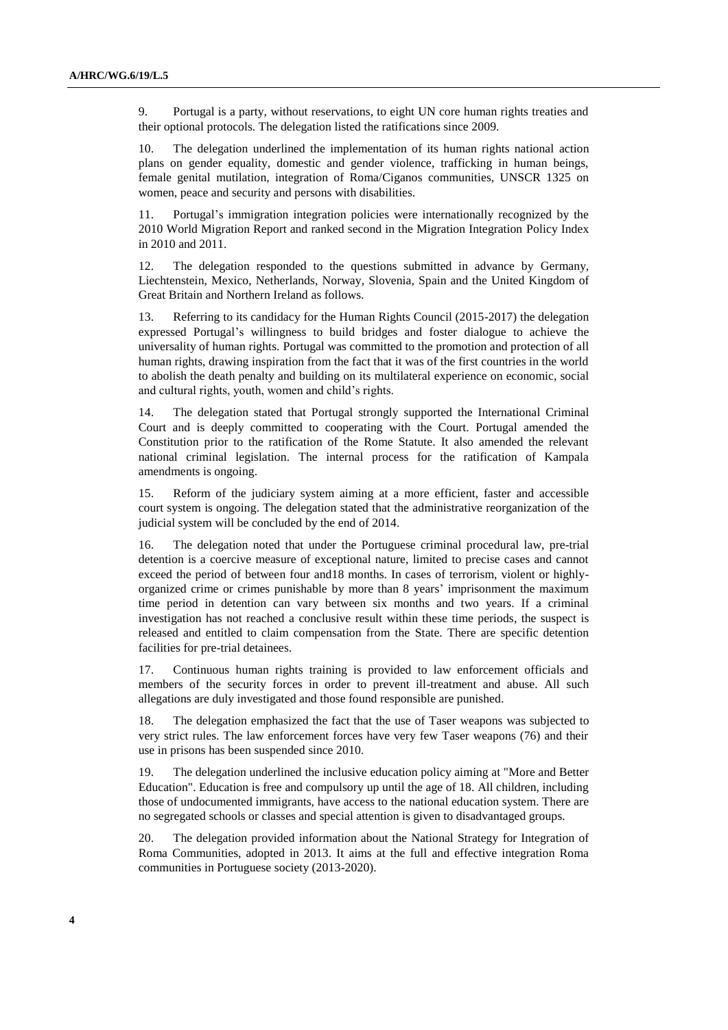9. Portugal is a party, without reservations, to eight UN core human rights treaties and their optional protocols. The delegation listed the ratifications since 2009.

10. The delegation underlined the implementation of its human rights national action plans on gender equality, domestic and gender violence, trafficking in human beings, female genital mutilation, integration of Roma/Ciganos communities, UNSCR 1325 on women, peace and security and persons with disabilities.

11. Portugal's immigration integration policies were internationally recognized by the 2010 World Migration Report and ranked second in the Migration Integration Policy Index in 2010 and 2011.

12. The delegation responded to the questions submitted in advance by Germany, Liechtenstein, Mexico, Netherlands, Norway, Slovenia, Spain and the United Kingdom of Great Britain and Northern Ireland as follows.

13. Referring to its candidacy for the Human Rights Council (2015-2017) the delegation expressed Portugal's willingness to build bridges and foster dialogue to achieve the universality of human rights. Portugal was committed to the promotion and protection of all human rights, drawing inspiration from the fact that it was of the first countries in the world to abolish the death penalty and building on its multilateral experience on economic, social and cultural rights, youth, women and child's rights.

14. The delegation stated that Portugal strongly supported the International Criminal Court and is deeply committed to cooperating with the Court. Portugal amended the Constitution prior to the ratification of the Rome Statute. It also amended the relevant national criminal legislation. The internal process for the ratification of Kampala amendments is ongoing.

15. Reform of the judiciary system aiming at a more efficient, faster and accessible court system is ongoing. The delegation stated that the administrative reorganization of the judicial system will be concluded by the end of 2014.

16. The delegation noted that under the Portuguese criminal procedural law, pre-trial detention is a coercive measure of exceptional nature, limited to precise cases and cannot exceed the period of between four and18 months. In cases of terrorism, violent or highly-organized crime or crimes punishable by more than 8 years' imprisonment the maximum time period in detention can vary between six months and two years. If a criminal investigation has not reached a conclusive result within these time periods, the suspect is released and entitled to claim compensation from the State. There are specific detention facilities for pre-trial detainees.

17. Continuous human rights training is provided to law enforcement officials and members of the security forces in order to prevent ill-treatment and abuse. All such allegations are duly investigated and those found responsible are punished.

18. The delegation emphasized the fact that the use of Taser weapons was subjected to very strict rules. The law enforcement forces have very few Taser weapons (76) and their use in prisons has been suspended since 2010.

19. The delegation underlined the inclusive education policy aiming at "More and Better Education". Education is free and compulsory up until the age of 18. All children, including those of undocumented immigrants, have access to the national education system. There are no segregated schools or classes and special attention is given to disadvantaged groups.

20. The delegation provided information about the National Strategy for Integration of Roma Communities, adopted in 2013. It aims at the full and effective integration Roma communities in Portuguese society (2013-2020).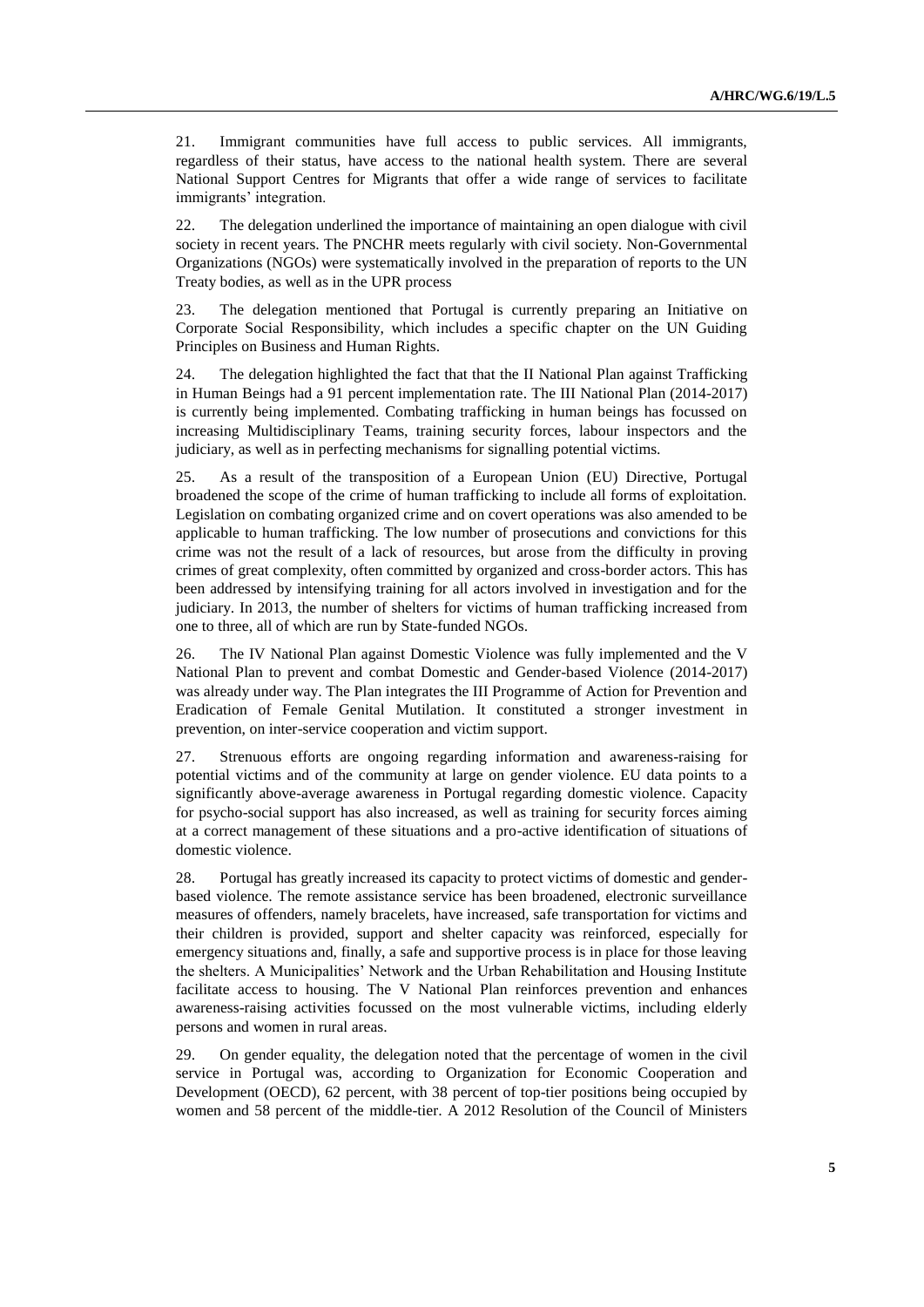21. Immigrant communities have full access to public services. All immigrants, regardless of their status, have access to the national health system. There are several National Support Centres for Migrants that offer a wide range of services to facilitate immigrants' integration.

22. The delegation underlined the importance of maintaining an open dialogue with civil society in recent years. The PNCHR meets regularly with civil society. Non-Governmental Organizations (NGOs) were systematically involved in the preparation of reports to the UN Treaty bodies, as well as in the UPR process

23. The delegation mentioned that Portugal is currently preparing an Initiative on Corporate Social Responsibility, which includes a specific chapter on the UN Guiding Principles on Business and Human Rights.

24. The delegation highlighted the fact that that the II National Plan against Trafficking in Human Beings had a 91 percent implementation rate. The III National Plan (2014-2017) is currently being implemented. Combating trafficking in human beings has focussed on increasing Multidisciplinary Teams, training security forces, labour inspectors and the judiciary, as well as in perfecting mechanisms for signalling potential victims.

25. As a result of the transposition of a European Union (EU) Directive, Portugal broadened the scope of the crime of human trafficking to include all forms of exploitation. Legislation on combating organized crime and on covert operations was also amended to be applicable to human trafficking. The low number of prosecutions and convictions for this crime was not the result of a lack of resources, but arose from the difficulty in proving crimes of great complexity, often committed by organized and cross-border actors. This has been addressed by intensifying training for all actors involved in investigation and for the judiciary. In 2013, the number of shelters for victims of human trafficking increased from one to three, all of which are run by State-funded NGOs.

26. The IV National Plan against Domestic Violence was fully implemented and the V National Plan to prevent and combat Domestic and Gender-based Violence (2014-2017) was already under way. The Plan integrates the III Programme of Action for Prevention and Eradication of Female Genital Mutilation. It constituted a stronger investment in prevention, on inter-service cooperation and victim support.

27. Strenuous efforts are ongoing regarding information and awareness-raising for potential victims and of the community at large on gender violence. EU data points to a significantly above-average awareness in Portugal regarding domestic violence. Capacity for psycho-social support has also increased, as well as training for security forces aiming at a correct management of these situations and a pro-active identification of situations of domestic violence.

28. Portugal has greatly increased its capacity to protect victims of domestic and gender-based violence. The remote assistance service has been broadened, electronic surveillance measures of offenders, namely bracelets, have increased, safe transportation for victims and their children is provided, support and shelter capacity was reinforced, especially for emergency situations and, finally, a safe and supportive process is in place for those leaving the shelters. A Municipalities' Network and the Urban Rehabilitation and Housing Institute facilitate access to housing. The V National Plan reinforces prevention and enhances awareness-raising activities focussed on the most vulnerable victims, including elderly persons and women in rural areas.

29. On gender equality, the delegation noted that the percentage of women in the civil service in Portugal was, according to Organization for Economic Cooperation and Development (OECD), 62 percent, with 38 percent of top-tier positions being occupied by women and 58 percent of the middle-tier. A 2012 Resolution of the Council of Ministers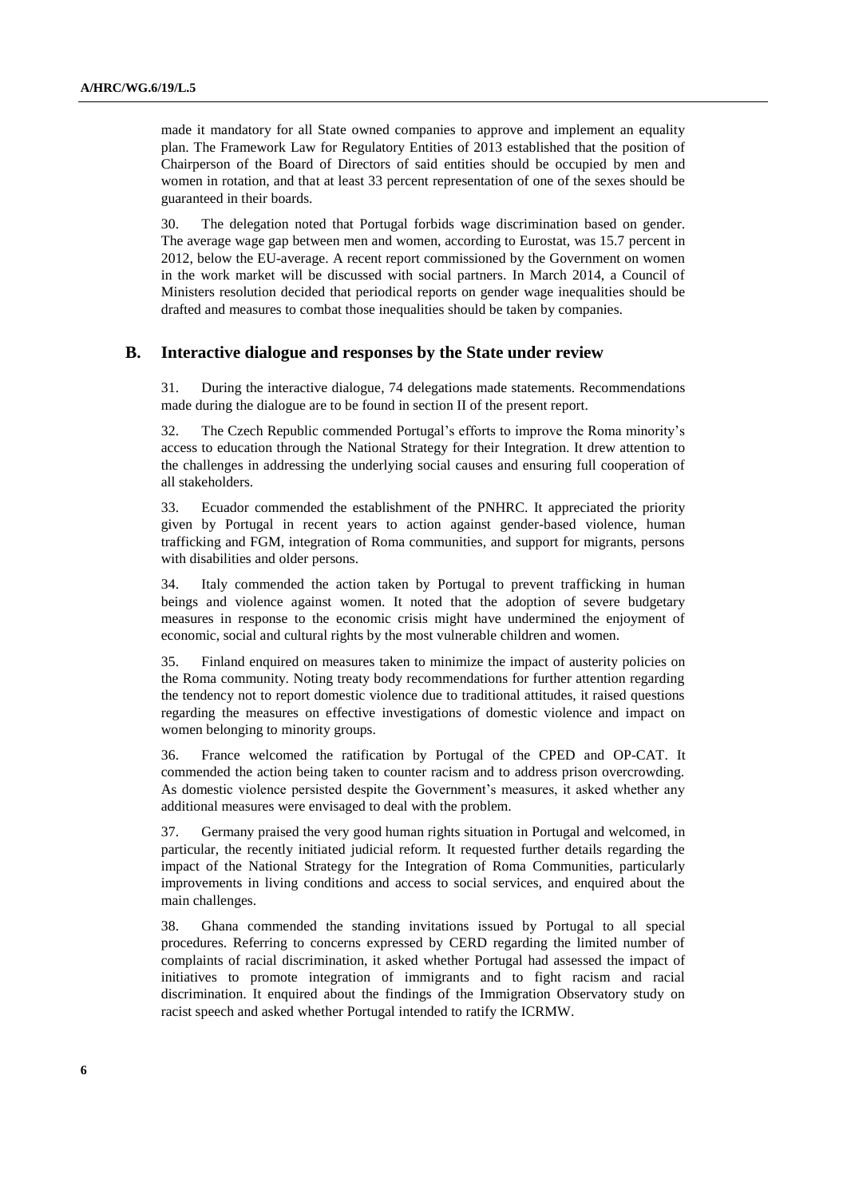made it mandatory for all State owned companies to approve and implement an equality plan. The Framework Law for Regulatory Entities of 2013 established that the position of Chairperson of the Board of Directors of said entities should be occupied by men and women in rotation, and that at least 33 percent representation of one of the sexes should be guaranteed in their boards.

30. The delegation noted that Portugal forbids wage discrimination based on gender. The average wage gap between men and women, according to Eurostat, was 15.7 percent in 2012, below the EU-average. A recent report commissioned by the Government on women in the work market will be discussed with social partners. In March 2014, a Council of Ministers resolution decided that periodical reports on gender wage inequalities should be drafted and measures to combat those inequalities should be taken by companies.

## B. Interactive dialogue and responses by the State under review

31. During the interactive dialogue, 74 delegations made statements. Recommendations made during the dialogue are to be found in section II of the present report.

32. The Czech Republic commended Portugal's efforts to improve the Roma minority's access to education through the National Strategy for their Integration. It drew attention to the challenges in addressing the underlying social causes and ensuring full cooperation of all stakeholders.

33. Ecuador commended the establishment of the PNHRC. It appreciated the priority given by Portugal in recent years to action against gender-based violence, human trafficking and FGM, integration of Roma communities, and support for migrants, persons with disabilities and older persons.

34. Italy commended the action taken by Portugal to prevent trafficking in human beings and violence against women. It noted that the adoption of severe budgetary measures in response to the economic crisis might have undermined the enjoyment of economic, social and cultural rights by the most vulnerable children and women.

35. Finland enquired on measures taken to minimize the impact of austerity policies on the Roma community. Noting treaty body recommendations for further attention regarding the tendency not to report domestic violence due to traditional attitudes, it raised questions regarding the measures on effective investigations of domestic violence and impact on women belonging to minority groups.

36. France welcomed the ratification by Portugal of the CPED and OP-CAT. It commended the action being taken to counter racism and to address prison overcrowding. As domestic violence persisted despite the Government's measures, it asked whether any additional measures were envisaged to deal with the problem.

37. Germany praised the very good human rights situation in Portugal and welcomed, in particular, the recently initiated judicial reform. It requested further details regarding the impact of the National Strategy for the Integration of Roma Communities, particularly improvements in living conditions and access to social services, and enquired about the main challenges.

38. Ghana commended the standing invitations issued by Portugal to all special procedures. Referring to concerns expressed by CERD regarding the limited number of complaints of racial discrimination, it asked whether Portugal had assessed the impact of initiatives to promote integration of immigrants and to fight racism and racial discrimination. It enquired about the findings of the Immigration Observatory study on racist speech and asked whether Portugal intended to ratify the ICRMW.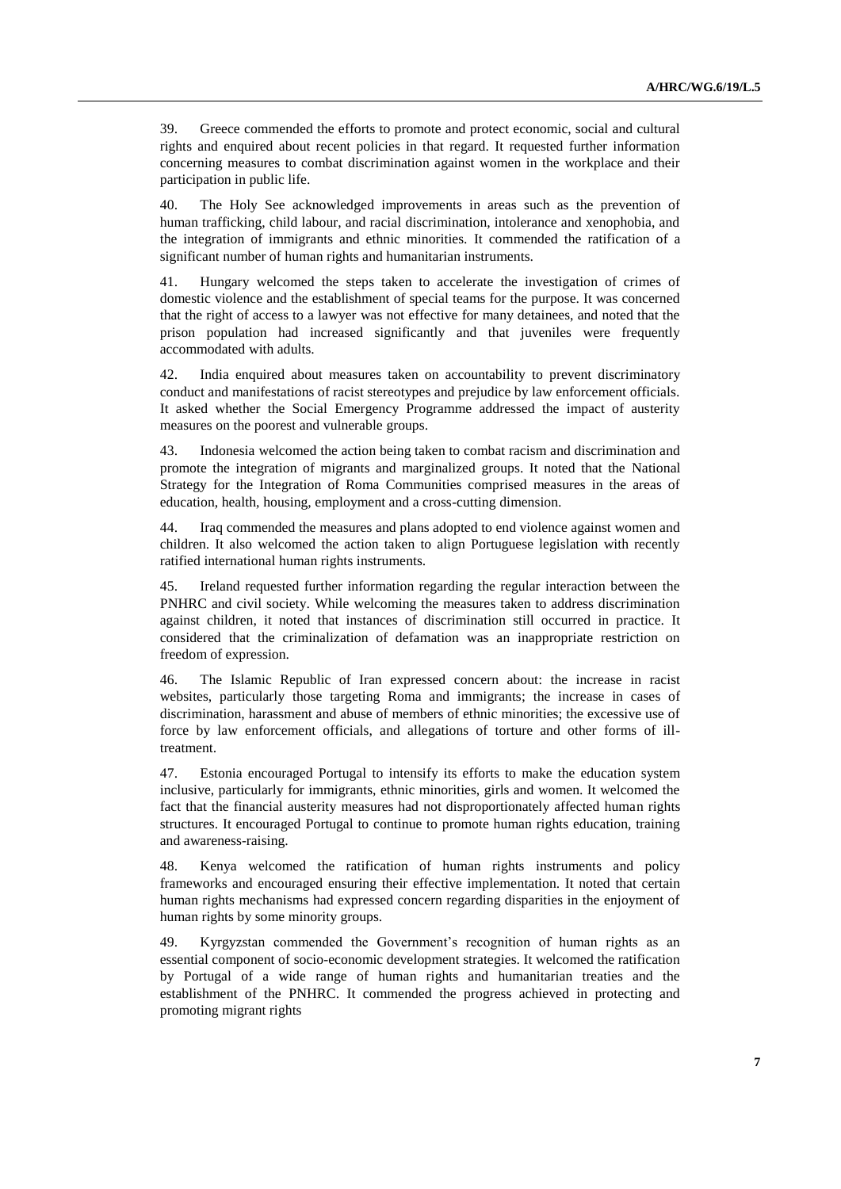39. Greece commended the efforts to promote and protect economic, social and cultural rights and enquired about recent policies in that regard. It requested further information concerning measures to combat discrimination against women in the workplace and their participation in public life.

40. The Holy See acknowledged improvements in areas such as the prevention of human trafficking, child labour, and racial discrimination, intolerance and xenophobia, and the integration of immigrants and ethnic minorities. It commended the ratification of a significant number of human rights and humanitarian instruments.

41. Hungary welcomed the steps taken to accelerate the investigation of crimes of domestic violence and the establishment of special teams for the purpose. It was concerned that the right of access to a lawyer was not effective for many detainees, and noted that the prison population had increased significantly and that juveniles were frequently accommodated with adults.

42. India enquired about measures taken on accountability to prevent discriminatory conduct and manifestations of racist stereotypes and prejudice by law enforcement officials. It asked whether the Social Emergency Programme addressed the impact of austerity measures on the poorest and vulnerable groups.

43. Indonesia welcomed the action being taken to combat racism and discrimination and promote the integration of migrants and marginalized groups. It noted that the National Strategy for the Integration of Roma Communities comprised measures in the areas of education, health, housing, employment and a cross-cutting dimension.

44. Iraq commended the measures and plans adopted to end violence against women and children. It also welcomed the action taken to align Portuguese legislation with recently ratified international human rights instruments.

45. Ireland requested further information regarding the regular interaction between the PNHRC and civil society. While welcoming the measures taken to address discrimination against children, it noted that instances of discrimination still occurred in practice. It considered that the criminalization of defamation was an inappropriate restriction on freedom of expression.

46. The Islamic Republic of Iran expressed concern about: the increase in racist websites, particularly those targeting Roma and immigrants; the increase in cases of discrimination, harassment and abuse of members of ethnic minorities; the excessive use of force by law enforcement officials, and allegations of torture and other forms of ill-treatment.

47. Estonia encouraged Portugal to intensify its efforts to make the education system inclusive, particularly for immigrants, ethnic minorities, girls and women. It welcomed the fact that the financial austerity measures had not disproportionately affected human rights structures. It encouraged Portugal to continue to promote human rights education, training and awareness-raising.

48. Kenya welcomed the ratification of human rights instruments and policy frameworks and encouraged ensuring their effective implementation. It noted that certain human rights mechanisms had expressed concern regarding disparities in the enjoyment of human rights by some minority groups.

49. Kyrgyzstan commended the Government's recognition of human rights as an essential component of socio-economic development strategies. It welcomed the ratification by Portugal of a wide range of human rights and humanitarian treaties and the establishment of the PNHRC. It commended the progress achieved in protecting and promoting migrant rights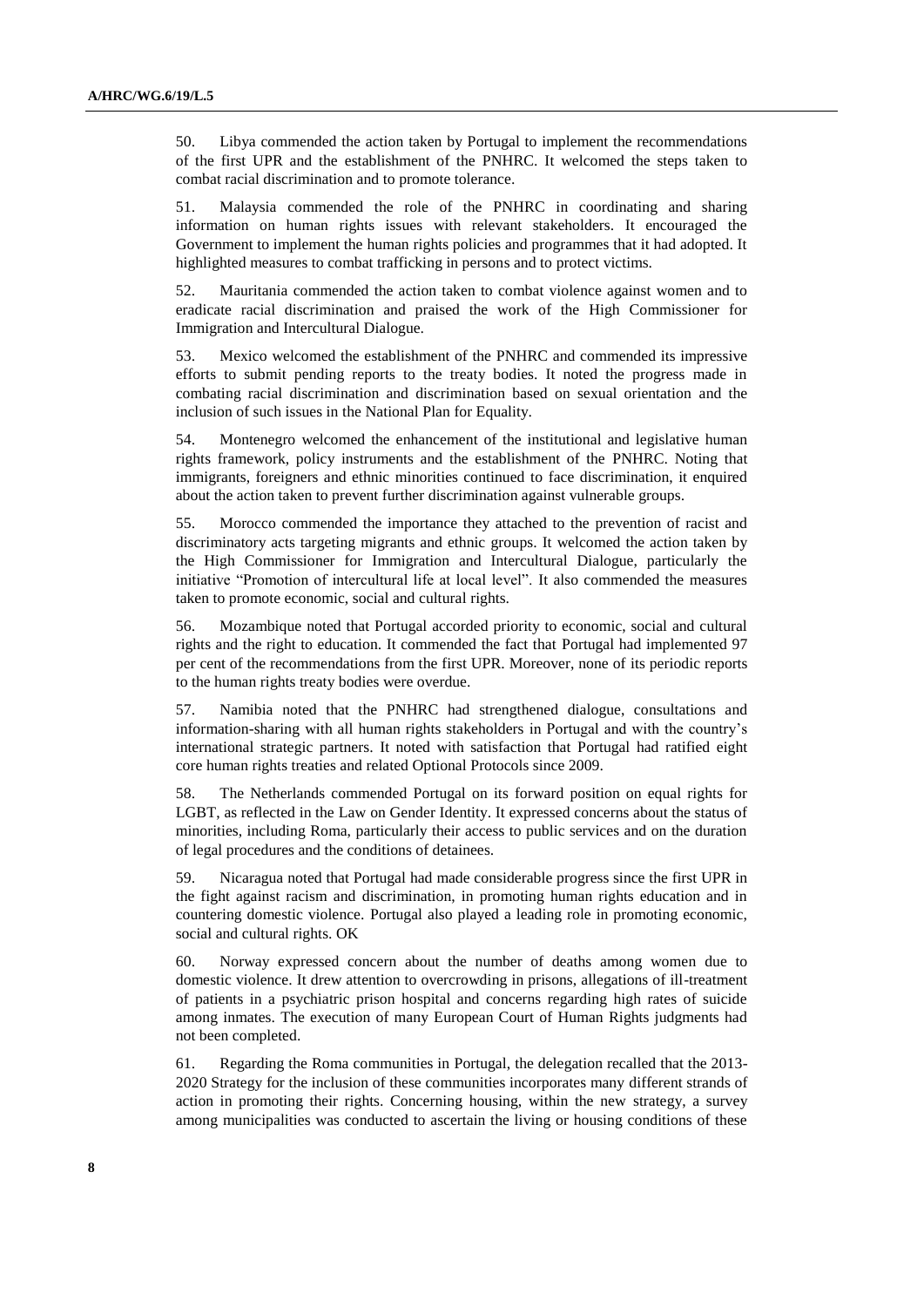50. Libya commended the action taken by Portugal to implement the recommendations of the first UPR and the establishment of the PNHRC. It welcomed the steps taken to combat racial discrimination and to promote tolerance.

51. Malaysia commended the role of the PNHRC in coordinating and sharing information on human rights issues with relevant stakeholders. It encouraged the Government to implement the human rights policies and programmes that it had adopted. It highlighted measures to combat trafficking in persons and to protect victims.

52. Mauritania commended the action taken to combat violence against women and to eradicate racial discrimination and praised the work of the High Commissioner for Immigration and Intercultural Dialogue.

53. Mexico welcomed the establishment of the PNHRC and commended its impressive efforts to submit pending reports to the treaty bodies. It noted the progress made in combating racial discrimination and discrimination based on sexual orientation and the inclusion of such issues in the National Plan for Equality.

54. Montenegro welcomed the enhancement of the institutional and legislative human rights framework, policy instruments and the establishment of the PNHRC. Noting that immigrants, foreigners and ethnic minorities continued to face discrimination, it enquired about the action taken to prevent further discrimination against vulnerable groups.

55. Morocco commended the importance they attached to the prevention of racist and discriminatory acts targeting migrants and ethnic groups. It welcomed the action taken by the High Commissioner for Immigration and Intercultural Dialogue, particularly the initiative "Promotion of intercultural life at local level". It also commended the measures taken to promote economic, social and cultural rights.

56. Mozambique noted that Portugal accorded priority to economic, social and cultural rights and the right to education. It commended the fact that Portugal had implemented 97 per cent of the recommendations from the first UPR. Moreover, none of its periodic reports to the human rights treaty bodies were overdue.

57. Namibia noted that the PNHRC had strengthened dialogue, consultations and information-sharing with all human rights stakeholders in Portugal and with the country's international strategic partners. It noted with satisfaction that Portugal had ratified eight core human rights treaties and related Optional Protocols since 2009.

58. The Netherlands commended Portugal on its forward position on equal rights for LGBT, as reflected in the Law on Gender Identity. It expressed concerns about the status of minorities, including Roma, particularly their access to public services and on the duration of legal procedures and the conditions of detainees.

59. Nicaragua noted that Portugal had made considerable progress since the first UPR in the fight against racism and discrimination, in promoting human rights education and in countering domestic violence. Portugal also played a leading role in promoting economic, social and cultural rights. OK

60. Norway expressed concern about the number of deaths among women due to domestic violence. It drew attention to overcrowding in prisons, allegations of ill-treatment of patients in a psychiatric prison hospital and concerns regarding high rates of suicide among inmates. The execution of many European Court of Human Rights judgments had not been completed.

61. Regarding the Roma communities in Portugal, the delegation recalled that the 2013-2020 Strategy for the inclusion of these communities incorporates many different strands of action in promoting their rights. Concerning housing, within the new strategy, a survey among municipalities was conducted to ascertain the living or housing conditions of these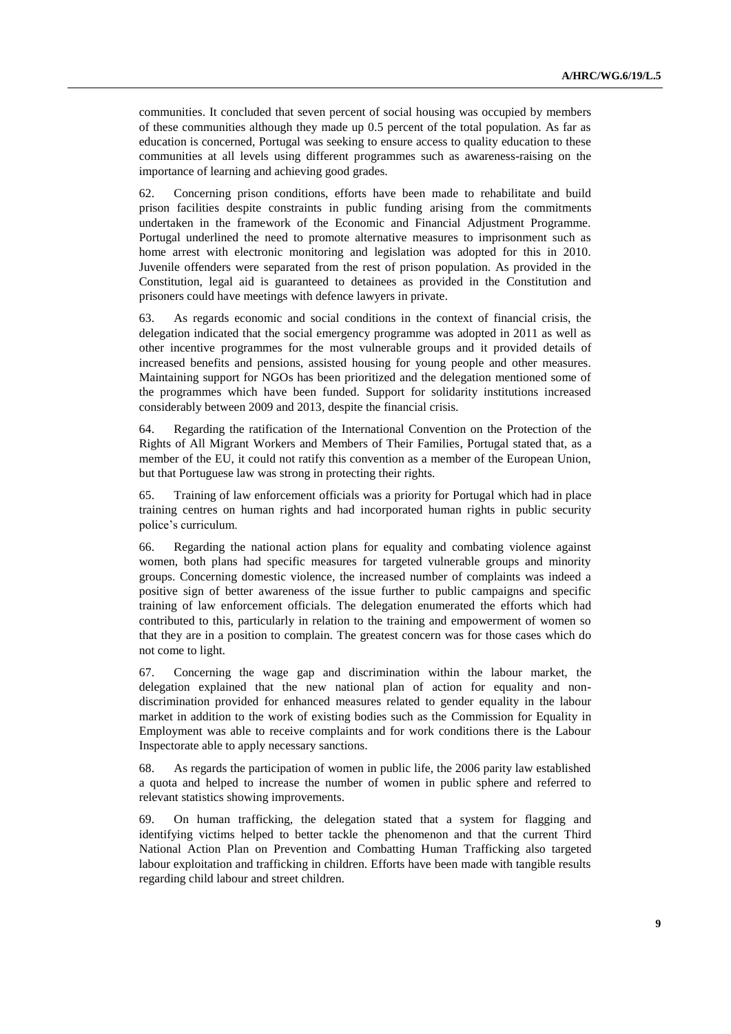communities. It concluded that seven percent of social housing was occupied by members of these communities although they made up 0.5 percent of the total population. As far as education is concerned, Portugal was seeking to ensure access to quality education to these communities at all levels using different programmes such as awareness-raising on the importance of learning and achieving good grades.

62. Concerning prison conditions, efforts have been made to rehabilitate and build prison facilities despite constraints in public funding arising from the commitments undertaken in the framework of the Economic and Financial Adjustment Programme. Portugal underlined the need to promote alternative measures to imprisonment such as home arrest with electronic monitoring and legislation was adopted for this in 2010. Juvenile offenders were separated from the rest of prison population. As provided in the Constitution, legal aid is guaranteed to detainees as provided in the Constitution and prisoners could have meetings with defence lawyers in private.

63. As regards economic and social conditions in the context of financial crisis, the delegation indicated that the social emergency programme was adopted in 2011 as well as other incentive programmes for the most vulnerable groups and it provided details of increased benefits and pensions, assisted housing for young people and other measures. Maintaining support for NGOs has been prioritized and the delegation mentioned some of the programmes which have been funded. Support for solidarity institutions increased considerably between 2009 and 2013, despite the financial crisis.

64. Regarding the ratification of the International Convention on the Protection of the Rights of All Migrant Workers and Members of Their Families, Portugal stated that, as a member of the EU, it could not ratify this convention as a member of the European Union, but that Portuguese law was strong in protecting their rights.

65. Training of law enforcement officials was a priority for Portugal which had in place training centres on human rights and had incorporated human rights in public security police's curriculum.

66. Regarding the national action plans for equality and combating violence against women, both plans had specific measures for targeted vulnerable groups and minority groups. Concerning domestic violence, the increased number of complaints was indeed a positive sign of better awareness of the issue further to public campaigns and specific training of law enforcement officials. The delegation enumerated the efforts which had contributed to this, particularly in relation to the training and empowerment of women so that they are in a position to complain. The greatest concern was for those cases which do not come to light.

67. Concerning the wage gap and discrimination within the labour market, the delegation explained that the new national plan of action for equality and non-discrimination provided for enhanced measures related to gender equality in the labour market in addition to the work of existing bodies such as the Commission for Equality in Employment was able to receive complaints and for work conditions there is the Labour Inspectorate able to apply necessary sanctions.

68. As regards the participation of women in public life, the 2006 parity law established a quota and helped to increase the number of women in public sphere and referred to relevant statistics showing improvements.

69. On human trafficking, the delegation stated that a system for flagging and identifying victims helped to better tackle the phenomenon and that the current Third National Action Plan on Prevention and Combatting Human Trafficking also targeted labour exploitation and trafficking in children. Efforts have been made with tangible results regarding child labour and street children.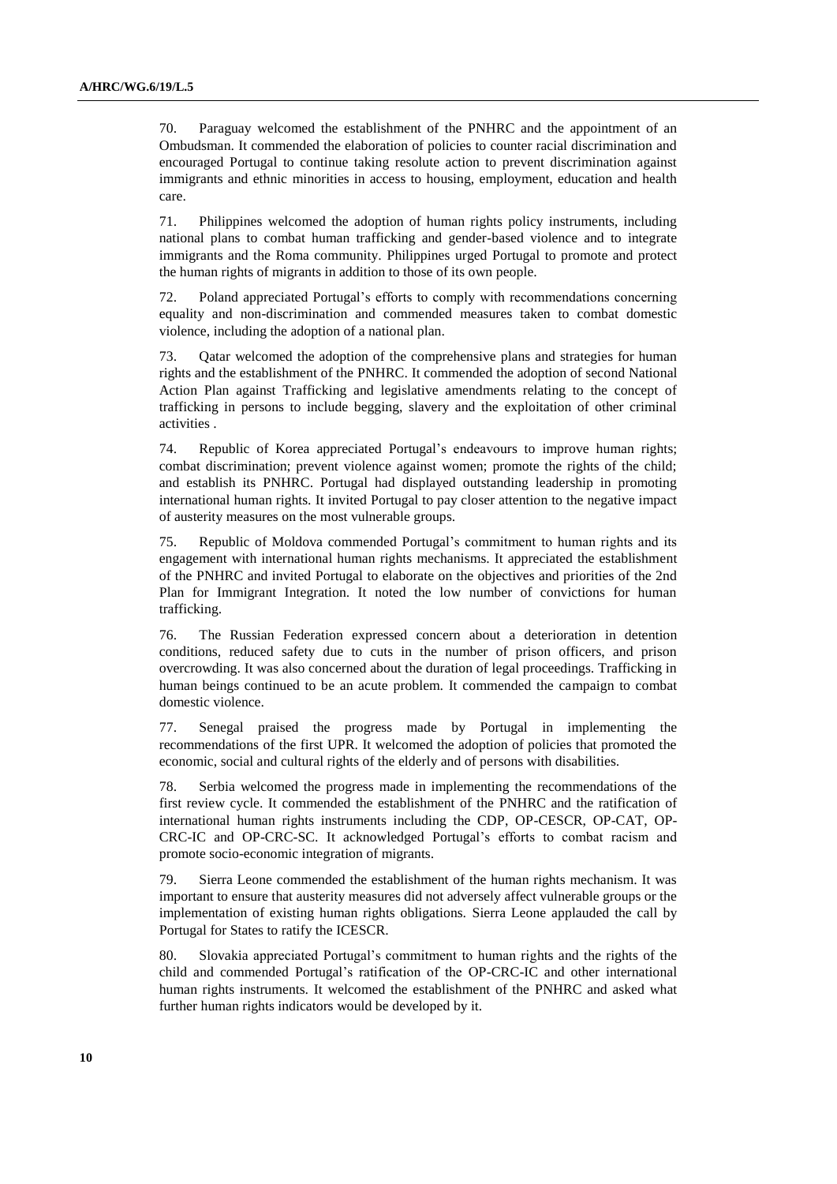70. Paraguay welcomed the establishment of the PNHRC and the appointment of an Ombudsman. It commended the elaboration of policies to counter racial discrimination and encouraged Portugal to continue taking resolute action to prevent discrimination against immigrants and ethnic minorities in access to housing, employment, education and health care.

71. Philippines welcomed the adoption of human rights policy instruments, including national plans to combat human trafficking and gender-based violence and to integrate immigrants and the Roma community. Philippines urged Portugal to promote and protect the human rights of migrants in addition to those of its own people.

72. Poland appreciated Portugal's efforts to comply with recommendations concerning equality and non-discrimination and commended measures taken to combat domestic violence, including the adoption of a national plan.

73. Qatar welcomed the adoption of the comprehensive plans and strategies for human rights and the establishment of the PNHRC. It commended the adoption of second National Action Plan against Trafficking and legislative amendments relating to the concept of trafficking in persons to include begging, slavery and the exploitation of other criminal activities .

74. Republic of Korea appreciated Portugal's endeavours to improve human rights; combat discrimination; prevent violence against women; promote the rights of the child; and establish its PNHRC. Portugal had displayed outstanding leadership in promoting international human rights. It invited Portugal to pay closer attention to the negative impact of austerity measures on the most vulnerable groups.

75. Republic of Moldova commended Portugal's commitment to human rights and its engagement with international human rights mechanisms. It appreciated the establishment of the PNHRC and invited Portugal to elaborate on the objectives and priorities of the 2nd Plan for Immigrant Integration. It noted the low number of convictions for human trafficking.

76. The Russian Federation expressed concern about a deterioration in detention conditions, reduced safety due to cuts in the number of prison officers, and prison overcrowding. It was also concerned about the duration of legal proceedings. Trafficking in human beings continued to be an acute problem. It commended the campaign to combat domestic violence.

77. Senegal praised the progress made by Portugal in implementing the recommendations of the first UPR. It welcomed the adoption of policies that promoted the economic, social and cultural rights of the elderly and of persons with disabilities.

78. Serbia welcomed the progress made in implementing the recommendations of the first review cycle. It commended the establishment of the PNHRC and the ratification of international human rights instruments including the CDP, OP-CESCR, OP-CAT, OP-CRC-IC and OP-CRC-SC. It acknowledged Portugal's efforts to combat racism and promote socio-economic integration of migrants.

79. Sierra Leone commended the establishment of the human rights mechanism. It was important to ensure that austerity measures did not adversely affect vulnerable groups or the implementation of existing human rights obligations. Sierra Leone applauded the call by Portugal for States to ratify the ICESCR.

80. Slovakia appreciated Portugal's commitment to human rights and the rights of the child and commended Portugal's ratification of the OP-CRC-IC and other international human rights instruments. It welcomed the establishment of the PNHRC and asked what further human rights indicators would be developed by it.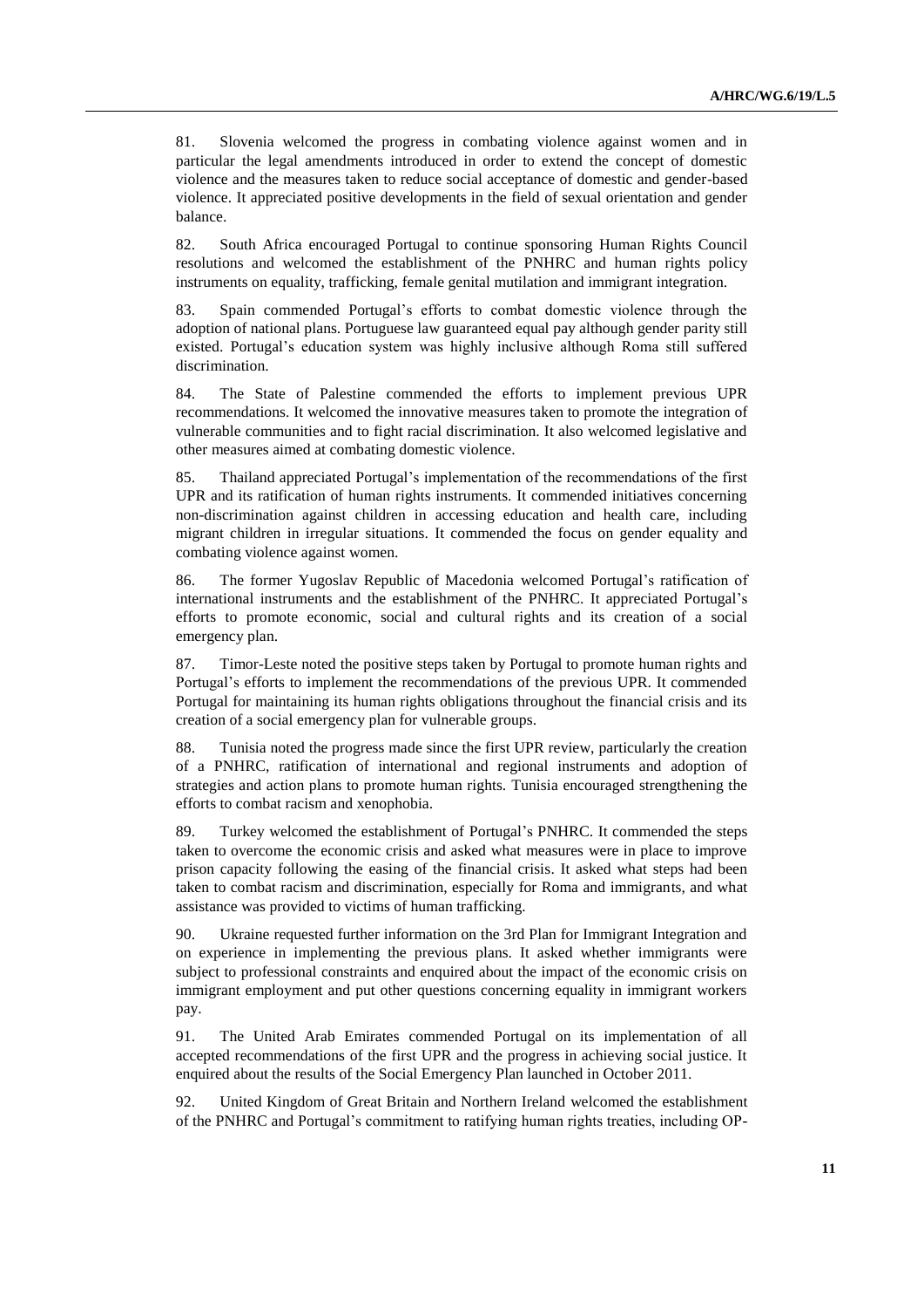81. Slovenia welcomed the progress in combating violence against women and in particular the legal amendments introduced in order to extend the concept of domestic violence and the measures taken to reduce social acceptance of domestic and gender-based violence. It appreciated positive developments in the field of sexual orientation and gender balance.

82. South Africa encouraged Portugal to continue sponsoring Human Rights Council resolutions and welcomed the establishment of the PNHRC and human rights policy instruments on equality, trafficking, female genital mutilation and immigrant integration.

83. Spain commended Portugal's efforts to combat domestic violence through the adoption of national plans. Portuguese law guaranteed equal pay although gender parity still existed. Portugal's education system was highly inclusive although Roma still suffered discrimination.

84. The State of Palestine commended the efforts to implement previous UPR recommendations. It welcomed the innovative measures taken to promote the integration of vulnerable communities and to fight racial discrimination. It also welcomed legislative and other measures aimed at combating domestic violence.

85. Thailand appreciated Portugal's implementation of the recommendations of the first UPR and its ratification of human rights instruments. It commended initiatives concerning non-discrimination against children in accessing education and health care, including migrant children in irregular situations. It commended the focus on gender equality and combating violence against women.

86. The former Yugoslav Republic of Macedonia welcomed Portugal's ratification of international instruments and the establishment of the PNHRC. It appreciated Portugal's efforts to promote economic, social and cultural rights and its creation of a social emergency plan.

87. Timor-Leste noted the positive steps taken by Portugal to promote human rights and Portugal's efforts to implement the recommendations of the previous UPR. It commended Portugal for maintaining its human rights obligations throughout the financial crisis and its creation of a social emergency plan for vulnerable groups.

88. Tunisia noted the progress made since the first UPR review, particularly the creation of a PNHRC, ratification of international and regional instruments and adoption of strategies and action plans to promote human rights. Tunisia encouraged strengthening the efforts to combat racism and xenophobia.

89. Turkey welcomed the establishment of Portugal's PNHRC. It commended the steps taken to overcome the economic crisis and asked what measures were in place to improve prison capacity following the easing of the financial crisis. It asked what steps had been taken to combat racism and discrimination, especially for Roma and immigrants, and what assistance was provided to victims of human trafficking.

90. Ukraine requested further information on the 3rd Plan for Immigrant Integration and on experience in implementing the previous plans. It asked whether immigrants were subject to professional constraints and enquired about the impact of the economic crisis on immigrant employment and put other questions concerning equality in immigrant workers pay.

91. The United Arab Emirates commended Portugal on its implementation of all accepted recommendations of the first UPR and the progress in achieving social justice. It enquired about the results of the Social Emergency Plan launched in October 2011.

92. United Kingdom of Great Britain and Northern Ireland welcomed the establishment of the PNHRC and Portugal's commitment to ratifying human rights treaties, including OP-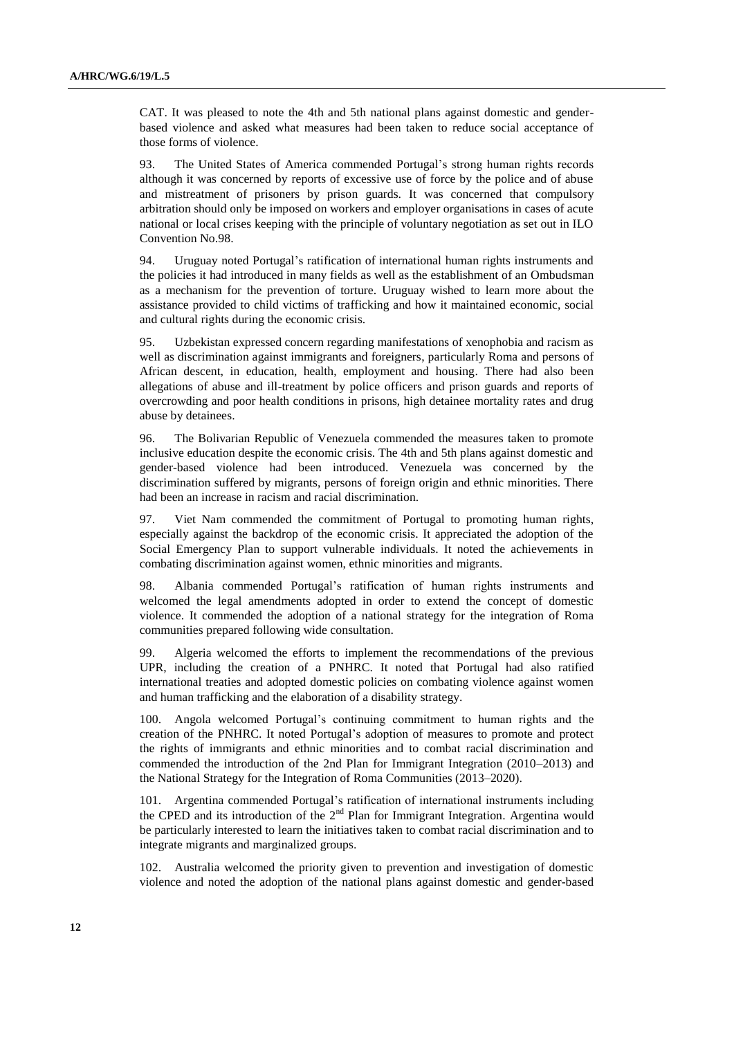CAT. It was pleased to note the 4th and 5th national plans against domestic and gender-based violence and asked what measures had been taken to reduce social acceptance of those forms of violence.

93. The United States of America commended Portugal's strong human rights records although it was concerned by reports of excessive use of force by the police and of abuse and mistreatment of prisoners by prison guards. It was concerned that compulsory arbitration should only be imposed on workers and employer organisations in cases of acute national or local crises keeping with the principle of voluntary negotiation as set out in ILO Convention No.98.

94. Uruguay noted Portugal's ratification of international human rights instruments and the policies it had introduced in many fields as well as the establishment of an Ombudsman as a mechanism for the prevention of torture. Uruguay wished to learn more about the assistance provided to child victims of trafficking and how it maintained economic, social and cultural rights during the economic crisis.

95. Uzbekistan expressed concern regarding manifestations of xenophobia and racism as well as discrimination against immigrants and foreigners, particularly Roma and persons of African descent, in education, health, employment and housing. There had also been allegations of abuse and ill-treatment by police officers and prison guards and reports of overcrowding and poor health conditions in prisons, high detainee mortality rates and drug abuse by detainees.

96. The Bolivarian Republic of Venezuela commended the measures taken to promote inclusive education despite the economic crisis. The 4th and 5th plans against domestic and gender-based violence had been introduced. Venezuela was concerned by the discrimination suffered by migrants, persons of foreign origin and ethnic minorities. There had been an increase in racism and racial discrimination.

97. Viet Nam commended the commitment of Portugal to promoting human rights, especially against the backdrop of the economic crisis. It appreciated the adoption of the Social Emergency Plan to support vulnerable individuals. It noted the achievements in combating discrimination against women, ethnic minorities and migrants.

98. Albania commended Portugal's ratification of human rights instruments and welcomed the legal amendments adopted in order to extend the concept of domestic violence. It commended the adoption of a national strategy for the integration of Roma communities prepared following wide consultation.

99. Algeria welcomed the efforts to implement the recommendations of the previous UPR, including the creation of a PNHRC. It noted that Portugal had also ratified international treaties and adopted domestic policies on combating violence against women and human trafficking and the elaboration of a disability strategy.

100. Angola welcomed Portugal's continuing commitment to human rights and the creation of the PNHRC. It noted Portugal's adoption of measures to promote and protect the rights of immigrants and ethnic minorities and to combat racial discrimination and commended the introduction of the 2nd Plan for Immigrant Integration (2010–2013) and the National Strategy for the Integration of Roma Communities (2013–2020).

101. Argentina commended Portugal's ratification of international instruments including the CPED and its introduction of the 2nd Plan for Immigrant Integration. Argentina would be particularly interested to learn the initiatives taken to combat racial discrimination and to integrate migrants and marginalized groups.

102. Australia welcomed the priority given to prevention and investigation of domestic violence and noted the adoption of the national plans against domestic and gender-based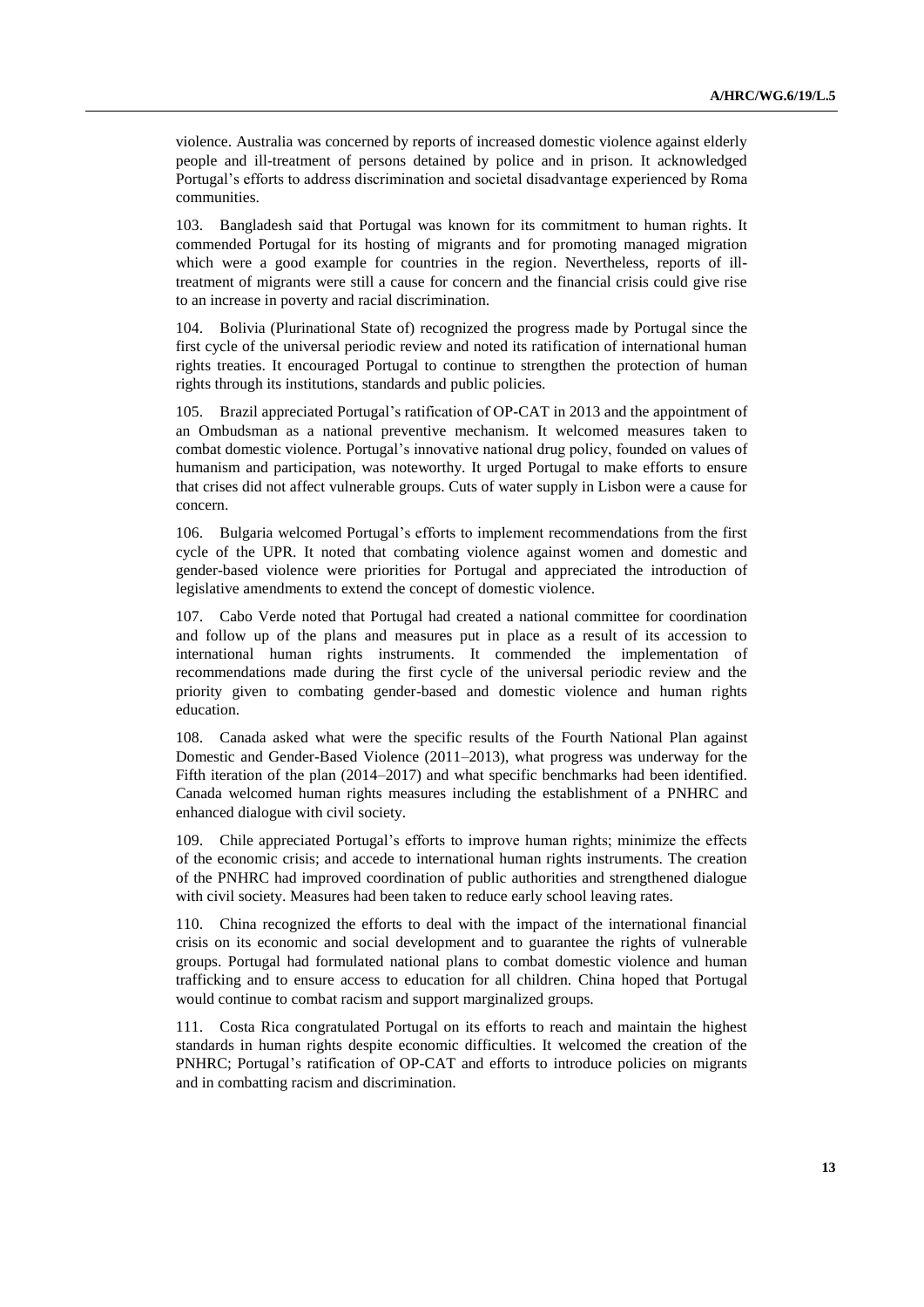violence. Australia was concerned by reports of increased domestic violence against elderly people and ill-treatment of persons detained by police and in prison. It acknowledged Portugal's efforts to address discrimination and societal disadvantage experienced by Roma communities.

103. Bangladesh said that Portugal was known for its commitment to human rights. It commended Portugal for its hosting of migrants and for promoting managed migration which were a good example for countries in the region. Nevertheless, reports of ill-treatment of migrants were still a cause for concern and the financial crisis could give rise to an increase in poverty and racial discrimination.

104. Bolivia (Plurinational State of) recognized the progress made by Portugal since the first cycle of the universal periodic review and noted its ratification of international human rights treaties. It encouraged Portugal to continue to strengthen the protection of human rights through its institutions, standards and public policies.

105. Brazil appreciated Portugal's ratification of OP-CAT in 2013 and the appointment of an Ombudsman as a national preventive mechanism. It welcomed measures taken to combat domestic violence. Portugal's innovative national drug policy, founded on values of humanism and participation, was noteworthy. It urged Portugal to make efforts to ensure that crises did not affect vulnerable groups. Cuts of water supply in Lisbon were a cause for concern.

106. Bulgaria welcomed Portugal's efforts to implement recommendations from the first cycle of the UPR. It noted that combating violence against women and domestic and gender-based violence were priorities for Portugal and appreciated the introduction of legislative amendments to extend the concept of domestic violence.

107. Cabo Verde noted that Portugal had created a national committee for coordination and follow up of the plans and measures put in place as a result of its accession to international human rights instruments. It commended the implementation of recommendations made during the first cycle of the universal periodic review and the priority given to combating gender-based and domestic violence and human rights education.

108. Canada asked what were the specific results of the Fourth National Plan against Domestic and Gender-Based Violence (2011–2013), what progress was underway for the Fifth iteration of the plan (2014–2017) and what specific benchmarks had been identified. Canada welcomed human rights measures including the establishment of a PNHRC and enhanced dialogue with civil society.

109. Chile appreciated Portugal's efforts to improve human rights; minimize the effects of the economic crisis; and accede to international human rights instruments. The creation of the PNHRC had improved coordination of public authorities and strengthened dialogue with civil society. Measures had been taken to reduce early school leaving rates.

110. China recognized the efforts to deal with the impact of the international financial crisis on its economic and social development and to guarantee the rights of vulnerable groups. Portugal had formulated national plans to combat domestic violence and human trafficking and to ensure access to education for all children. China hoped that Portugal would continue to combat racism and support marginalized groups.

111. Costa Rica congratulated Portugal on its efforts to reach and maintain the highest standards in human rights despite economic difficulties. It welcomed the creation of the PNHRC; Portugal's ratification of OP-CAT and efforts to introduce policies on migrants and in combatting racism and discrimination.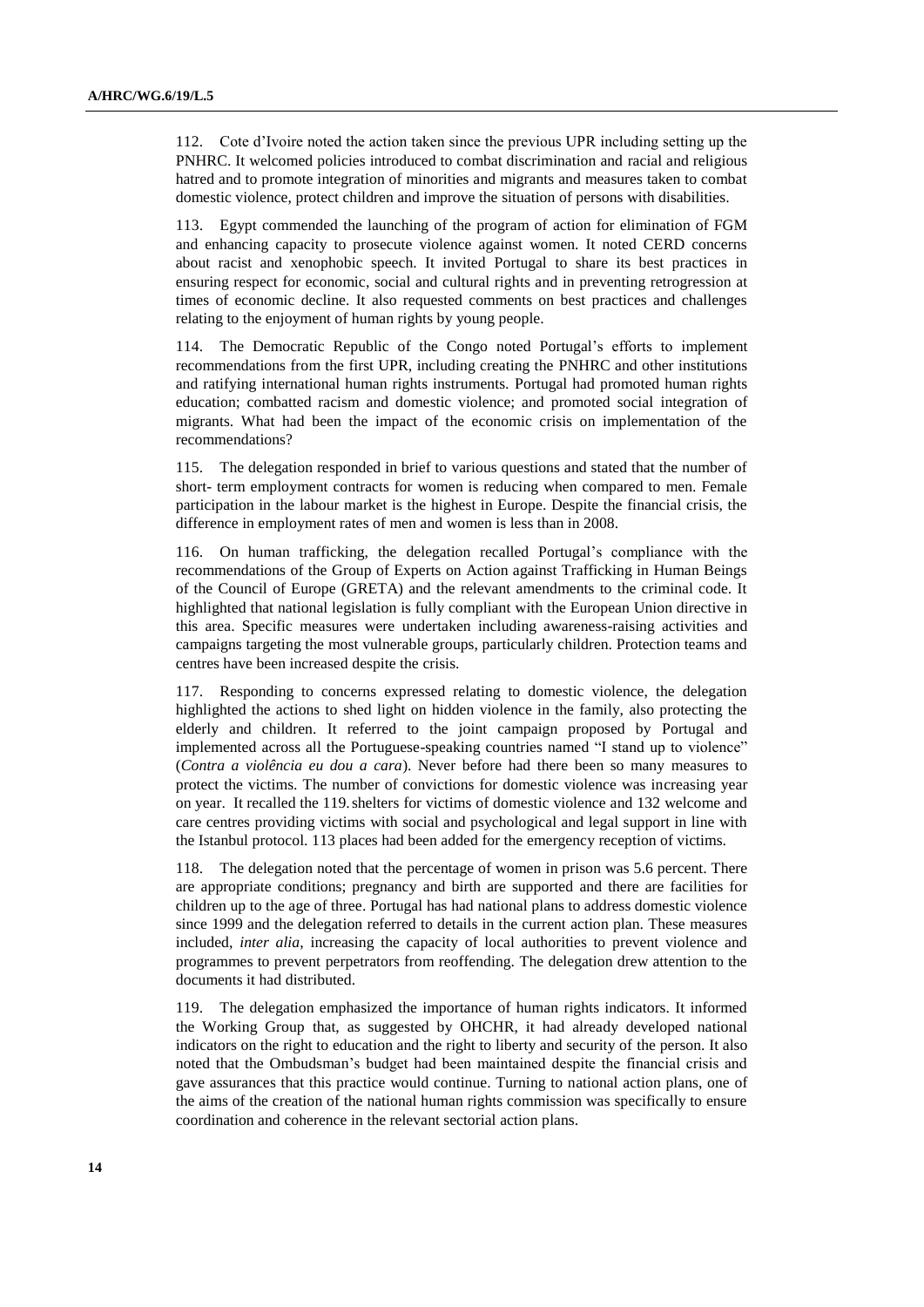112. Cote d'Ivoire noted the action taken since the previous UPR including setting up the PNHRC. It welcomed policies introduced to combat discrimination and racial and religious hatred and to promote integration of minorities and migrants and measures taken to combat domestic violence, protect children and improve the situation of persons with disabilities.

113. Egypt commended the launching of the program of action for elimination of FGM and enhancing capacity to prosecute violence against women. It noted CERD concerns about racist and xenophobic speech. It invited Portugal to share its best practices in ensuring respect for economic, social and cultural rights and in preventing retrogression at times of economic decline. It also requested comments on best practices and challenges relating to the enjoyment of human rights by young people.

114. The Democratic Republic of the Congo noted Portugal's efforts to implement recommendations from the first UPR, including creating the PNHRC and other institutions and ratifying international human rights instruments. Portugal had promoted human rights education; combatted racism and domestic violence; and promoted social integration of migrants. What had been the impact of the economic crisis on implementation of the recommendations?

115. The delegation responded in brief to various questions and stated that the number of short- term employment contracts for women is reducing when compared to men. Female participation in the labour market is the highest in Europe. Despite the financial crisis, the difference in employment rates of men and women is less than in 2008.

116. On human trafficking, the delegation recalled Portugal's compliance with the recommendations of the Group of Experts on Action against Trafficking in Human Beings of the Council of Europe (GRETA) and the relevant amendments to the criminal code. It highlighted that national legislation is fully compliant with the European Union directive in this area. Specific measures were undertaken including awareness-raising activities and campaigns targeting the most vulnerable groups, particularly children. Protection teams and centres have been increased despite the crisis.

117. Responding to concerns expressed relating to domestic violence, the delegation highlighted the actions to shed light on hidden violence in the family, also protecting the elderly and children. It referred to the joint campaign proposed by Portugal and implemented across all the Portuguese-speaking countries named "I stand up to violence" (*Contra a violência eu dou a cara*). Never before had there been so many measures to protect the victims. The number of convictions for domestic violence was increasing year on year. It recalled the 119. shelters for victims of domestic violence and 132 welcome and care centres providing victims with social and psychological and legal support in line with the Istanbul protocol. 113 places had been added for the emergency reception of victims.

118. The delegation noted that the percentage of women in prison was 5.6 percent. There are appropriate conditions; pregnancy and birth are supported and there are facilities for children up to the age of three. Portugal has had national plans to address domestic violence since 1999 and the delegation referred to details in the current action plan. These measures included, *inter alia*, increasing the capacity of local authorities to prevent violence and programmes to prevent perpetrators from reoffending. The delegation drew attention to the documents it had distributed.

119. The delegation emphasized the importance of human rights indicators. It informed the Working Group that, as suggested by OHCHR, it had already developed national indicators on the right to education and the right to liberty and security of the person. It also noted that the Ombudsman's budget had been maintained despite the financial crisis and gave assurances that this practice would continue. Turning to national action plans, one of the aims of the creation of the national human rights commission was specifically to ensure coordination and coherence in the relevant sectorial action plans.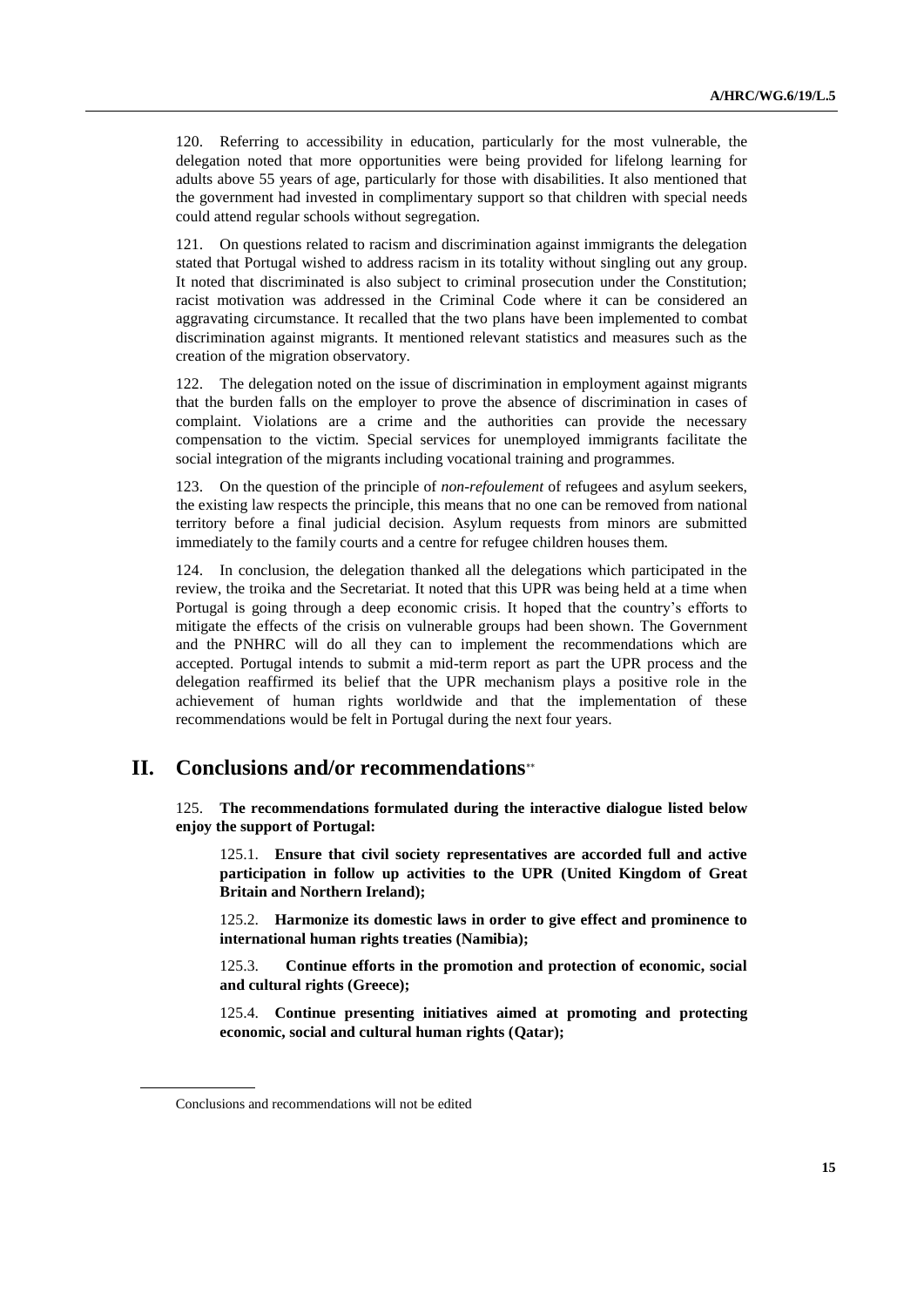120. Referring to accessibility in education, particularly for the most vulnerable, the delegation noted that more opportunities were being provided for lifelong learning for adults above 55 years of age, particularly for those with disabilities. It also mentioned that the government had invested in complimentary support so that children with special needs could attend regular schools without segregation.

121. On questions related to racism and discrimination against immigrants the delegation stated that Portugal wished to address racism in its totality without singling out any group. It noted that discriminated is also subject to criminal prosecution under the Constitution; racist motivation was addressed in the Criminal Code where it can be considered an aggravating circumstance. It recalled that the two plans have been implemented to combat discrimination against migrants. It mentioned relevant statistics and measures such as the creation of the migration observatory.

122. The delegation noted on the issue of discrimination in employment against migrants that the burden falls on the employer to prove the absence of discrimination in cases of complaint. Violations are a crime and the authorities can provide the necessary compensation to the victim. Special services for unemployed immigrants facilitate the social integration of the migrants including vocational training and programmes.

123. On the question of the principle of *non-refoulement* of refugees and asylum seekers, the existing law respects the principle, this means that no one can be removed from national territory before a final judicial decision. Asylum requests from minors are submitted immediately to the family courts and a centre for refugee children houses them.

124. In conclusion, the delegation thanked all the delegations which participated in the review, the troika and the Secretariat. It noted that this UPR was being held at a time when Portugal is going through a deep economic crisis. It hoped that the country's efforts to mitigate the effects of the crisis on vulnerable groups had been shown. The Government and the PNHRC will do all they can to implement the recommendations which are accepted. Portugal intends to submit a mid-term report as part the UPR process and the delegation reaffirmed its belief that the UPR mechanism plays a positive role in the achievement of human rights worldwide and that the implementation of these recommendations would be felt in Portugal during the next four years.

## II. Conclusions and/or recommendations**

125. **The recommendations formulated during the interactive dialogue listed below enjoy the support of Portugal:**

125.1. **Ensure that civil society representatives are accorded full and active participation in follow up activities to the UPR (United Kingdom of Great Britain and Northern Ireland);**

125.2. **Harmonize its domestic laws in order to give effect and prominence to international human rights treaties (Namibia);**

125.3. **Continue efforts in the promotion and protection of economic, social and cultural rights (Greece);**

125.4. **Continue presenting initiatives aimed at promoting and protecting economic, social and cultural human rights (Qatar);**

** Conclusions and recommendations will not be edited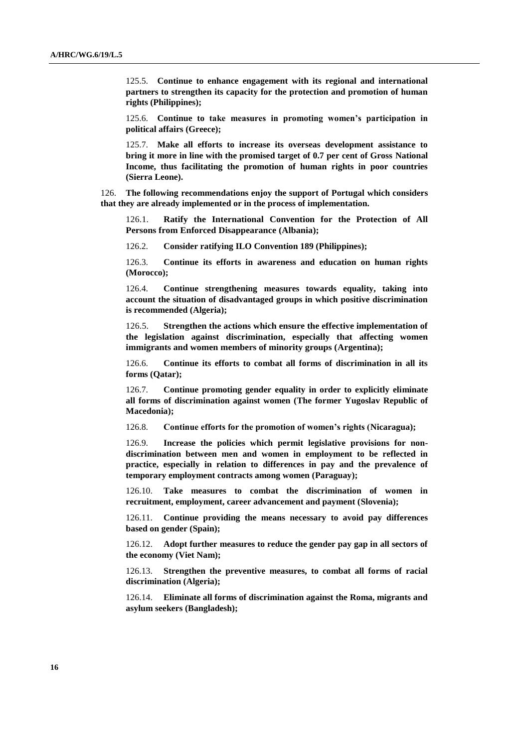125.5. **Continue to enhance engagement with its regional and international partners to strengthen its capacity for the protection and promotion of human rights (Philippines);**

125.6. **Continue to take measures in promoting women's participation in political affairs (Greece);**

125.7. **Make all efforts to increase its overseas development assistance to bring it more in line with the promised target of 0.7 per cent of Gross National Income, thus facilitating the promotion of human rights in poor countries (Sierra Leone).**

126. **The following recommendations enjoy the support of Portugal which considers that they are already implemented or in the process of implementation.**

126.1. **Ratify the International Convention for the Protection of All Persons from Enforced Disappearance (Albania);**

126.2. **Consider ratifying ILO Convention 189 (Philippines);**

126.3. **Continue its efforts in awareness and education on human rights (Morocco);**

126.4. **Continue strengthening measures towards equality, taking into account the situation of disadvantaged groups in which positive discrimination is recommended (Algeria);**

126.5. **Strengthen the actions which ensure the effective implementation of the legislation against discrimination, especially that affecting women immigrants and women members of minority groups (Argentina);**

126.6. **Continue its efforts to combat all forms of discrimination in all its forms (Qatar);**

126.7. **Continue promoting gender equality in order to explicitly eliminate all forms of discrimination against women (The former Yugoslav Republic of Macedonia);**

126.8. **Continue efforts for the promotion of women's rights (Nicaragua);**

126.9. **Increase the policies which permit legislative provisions for non-discrimination between men and women in employment to be reflected in practice, especially in relation to differences in pay and the prevalence of temporary employment contracts among women (Paraguay);**

126.10. **Take measures to combat the discrimination of women in recruitment, employment, career advancement and payment (Slovenia);**

126.11. **Continue providing the means necessary to avoid pay differences based on gender (Spain);**

126.12. **Adopt further measures to reduce the gender pay gap in all sectors of the economy (Viet Nam);**

126.13. **Strengthen the preventive measures, to combat all forms of racial discrimination (Algeria);**

126.14. **Eliminate all forms of discrimination against the Roma, migrants and asylum seekers (Bangladesh);**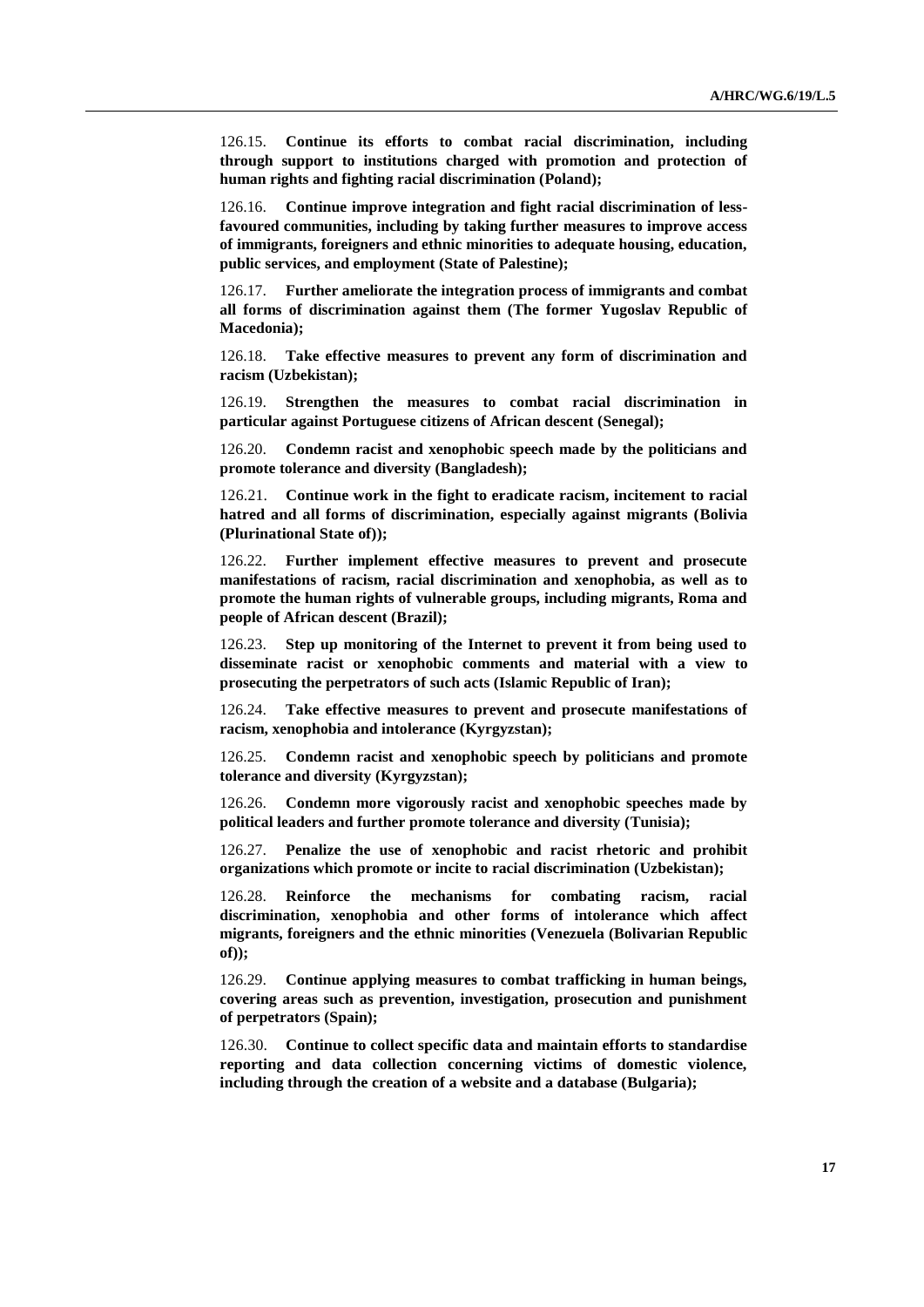126.15. **Continue its efforts to combat racial discrimination, including through support to institutions charged with promotion and protection of human rights and fighting racial discrimination (Poland);**

126.16. **Continue improve integration and fight racial discrimination of less-favoured communities, including by taking further measures to improve access of immigrants, foreigners and ethnic minorities to adequate housing, education, public services, and employment (State of Palestine);**

126.17. **Further ameliorate the integration process of immigrants and combat all forms of discrimination against them (The former Yugoslav Republic of Macedonia);**

126.18. **Take effective measures to prevent any form of discrimination and racism (Uzbekistan);**

126.19. **Strengthen the measures to combat racial discrimination in particular against Portuguese citizens of African descent (Senegal);**

126.20. **Condemn racist and xenophobic speech made by the politicians and promote tolerance and diversity (Bangladesh);**

126.21. **Continue work in the fight to eradicate racism, incitement to racial hatred and all forms of discrimination, especially against migrants (Bolivia (Plurinational State of));**

126.22. **Further implement effective measures to prevent and prosecute manifestations of racism, racial discrimination and xenophobia, as well as to promote the human rights of vulnerable groups, including migrants, Roma and people of African descent (Brazil);**

126.23. **Step up monitoring of the Internet to prevent it from being used to disseminate racist or xenophobic comments and material with a view to prosecuting the perpetrators of such acts (Islamic Republic of Iran);**

126.24. **Take effective measures to prevent and prosecute manifestations of racism, xenophobia and intolerance (Kyrgyzstan);**

126.25. **Condemn racist and xenophobic speech by politicians and promote tolerance and diversity (Kyrgyzstan);**

126.26. **Condemn more vigorously racist and xenophobic speeches made by political leaders and further promote tolerance and diversity (Tunisia);**

126.27. **Penalize the use of xenophobic and racist rhetoric and prohibit organizations which promote or incite to racial discrimination (Uzbekistan);**

126.28. **Reinforce the mechanisms for combating racism, racial discrimination, xenophobia and other forms of intolerance which affect migrants, foreigners and the ethnic minorities (Venezuela (Bolivarian Republic of));**

126.29. **Continue applying measures to combat trafficking in human beings, covering areas such as prevention, investigation, prosecution and punishment of perpetrators (Spain);**

126.30. **Continue to collect specific data and maintain efforts to standardise reporting and data collection concerning victims of domestic violence, including through the creation of a website and a database (Bulgaria);**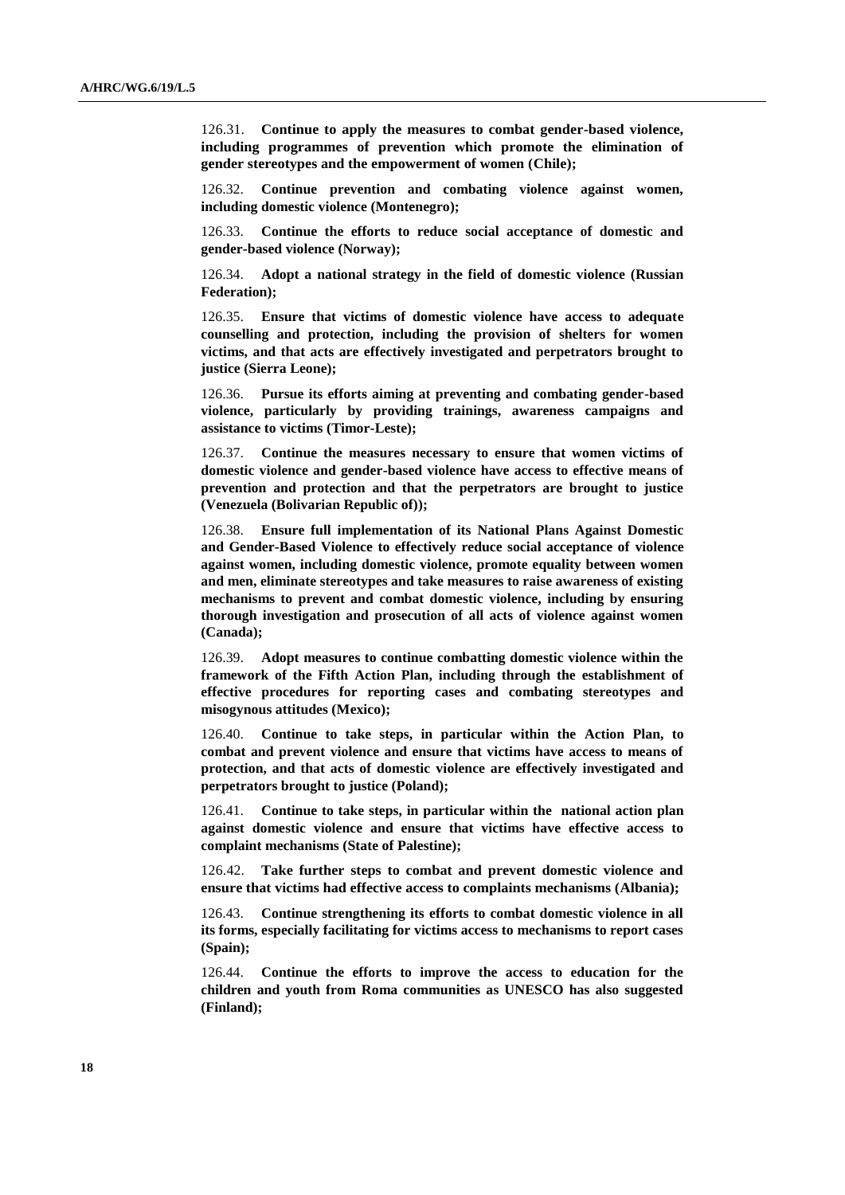126.31. **Continue to apply the measures to combat gender-based violence, including programmes of prevention which promote the elimination of gender stereotypes and the empowerment of women (Chile);**

126.32. **Continue prevention and combating violence against women, including domestic violence (Montenegro);**

126.33. **Continue the efforts to reduce social acceptance of domestic and gender-based violence (Norway);**

126.34. **Adopt a national strategy in the field of domestic violence (Russian Federation);**

126.35. **Ensure that victims of domestic violence have access to adequate counselling and protection, including the provision of shelters for women victims, and that acts are effectively investigated and perpetrators brought to justice (Sierra Leone);**

126.36. **Pursue its efforts aiming at preventing and combating gender-based violence, particularly by providing trainings, awareness campaigns and assistance to victims (Timor-Leste);**

126.37. **Continue the measures necessary to ensure that women victims of domestic violence and gender-based violence have access to effective means of prevention and protection and that the perpetrators are brought to justice (Venezuela (Bolivarian Republic of));**

126.38. **Ensure full implementation of its National Plans Against Domestic and Gender-Based Violence to effectively reduce social acceptance of violence against women, including domestic violence, promote equality between women and men, eliminate stereotypes and take measures to raise awareness of existing mechanisms to prevent and combat domestic violence, including by ensuring thorough investigation and prosecution of all acts of violence against women (Canada);**

126.39. **Adopt measures to continue combatting domestic violence within the framework of the Fifth Action Plan, including through the establishment of effective procedures for reporting cases and combating stereotypes and misogynous attitudes (Mexico);**

126.40. **Continue to take steps, in particular within the Action Plan, to combat and prevent violence and ensure that victims have access to means of protection, and that acts of domestic violence are effectively investigated and perpetrators brought to justice (Poland);**

126.41. **Continue to take steps, in particular within the national action plan against domestic violence and ensure that victims have effective access to complaint mechanisms (State of Palestine);**

126.42. **Take further steps to combat and prevent domestic violence and ensure that victims had effective access to complaints mechanisms (Albania);**

126.43. **Continue strengthening its efforts to combat domestic violence in all its forms, especially facilitating for victims access to mechanisms to report cases (Spain);**

126.44. **Continue the efforts to improve the access to education for the children and youth from Roma communities as UNESCO has also suggested (Finland);**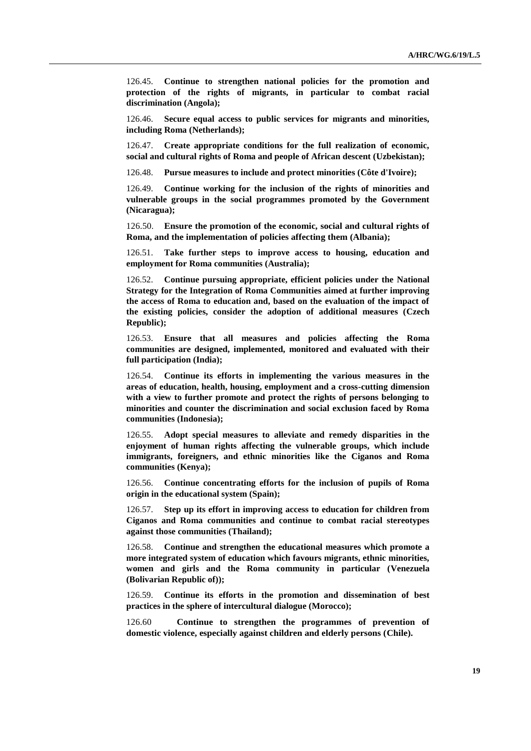126.45. **Continue to strengthen national policies for the promotion and protection of the rights of migrants, in particular to combat racial discrimination (Angola);**

126.46. **Secure equal access to public services for migrants and minorities, including Roma (Netherlands);**

126.47. **Create appropriate conditions for the full realization of economic, social and cultural rights of Roma and people of African descent (Uzbekistan);**

126.48. **Pursue measures to include and protect minorities (Côte d'Ivoire);**

126.49. **Continue working for the inclusion of the rights of minorities and vulnerable groups in the social programmes promoted by the Government (Nicaragua);**

126.50. **Ensure the promotion of the economic, social and cultural rights of Roma, and the implementation of policies affecting them (Albania);**

126.51. **Take further steps to improve access to housing, education and employment for Roma communities (Australia);**

126.52. **Continue pursuing appropriate, efficient policies under the National Strategy for the Integration of Roma Communities aimed at further improving the access of Roma to education and, based on the evaluation of the impact of the existing policies, consider the adoption of additional measures (Czech Republic);**

126.53. **Ensure that all measures and policies affecting the Roma communities are designed, implemented, monitored and evaluated with their full participation (India);**

126.54. **Continue its efforts in implementing the various measures in the areas of education, health, housing, employment and a cross-cutting dimension with a view to further promote and protect the rights of persons belonging to minorities and counter the discrimination and social exclusion faced by Roma communities (Indonesia);**

126.55. **Adopt special measures to alleviate and remedy disparities in the enjoyment of human rights affecting the vulnerable groups, which include immigrants, foreigners, and ethnic minorities like the Ciganos and Roma communities (Kenya);**

126.56. **Continue concentrating efforts for the inclusion of pupils of Roma origin in the educational system (Spain);**

126.57. **Step up its effort in improving access to education for children from Ciganos and Roma communities and continue to combat racial stereotypes against those communities (Thailand);**

126.58. **Continue and strengthen the educational measures which promote a more integrated system of education which favours migrants, ethnic minorities, women and girls and the Roma community in particular (Venezuela (Bolivarian Republic of));**

126.59. **Continue its efforts in the promotion and dissemination of best practices in the sphere of intercultural dialogue (Morocco);**

126.60 **Continue to strengthen the programmes of prevention of domestic violence, especially against children and elderly persons (Chile).**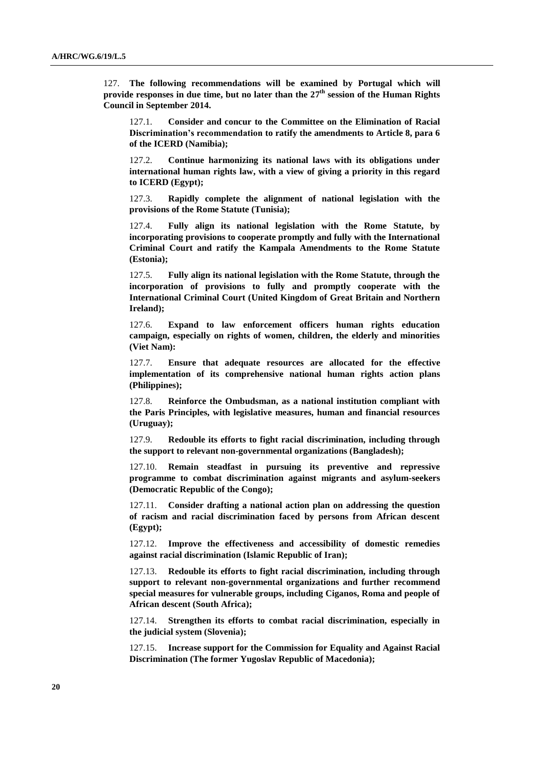127. **The following recommendations will be examined by Portugal which will provide responses in due time, but no later than the 27th session of the Human Rights Council in September 2014.**

> 127.1. **Consider and concur to the Committee on the Elimination of Racial Discrimination's recommendation to ratify the amendments to Article 8, para 6 of the ICERD (Namibia);**
>
> 127.2. **Continue harmonizing its national laws with its obligations under international human rights law, with a view of giving a priority in this regard to ICERD (Egypt);**
>
> 127.3. **Rapidly complete the alignment of national legislation with the provisions of the Rome Statute (Tunisia);**
>
> 127.4. **Fully align its national legislation with the Rome Statute, by incorporating provisions to cooperate promptly and fully with the International Criminal Court and ratify the Kampala Amendments to the Rome Statute (Estonia);**
>
> 127.5. **Fully align its national legislation with the Rome Statute, through the incorporation of provisions to fully and promptly cooperate with the International Criminal Court (United Kingdom of Great Britain and Northern Ireland);**
>
> 127.6. **Expand to law enforcement officers human rights education campaign, especially on rights of women, children, the elderly and minorities (Viet Nam):**
>
> 127.7. **Ensure that adequate resources are allocated for the effective implementation of its comprehensive national human rights action plans (Philippines);**
>
> 127.8. **Reinforce the Ombudsman, as a national institution compliant with the Paris Principles, with legislative measures, human and financial resources (Uruguay);**
>
> 127.9. **Redouble its efforts to fight racial discrimination, including through the support to relevant non-governmental organizations (Bangladesh);**
>
> 127.10. **Remain steadfast in pursuing its preventive and repressive programme to combat discrimination against migrants and asylum-seekers (Democratic Republic of the Congo);**
>
> 127.11. **Consider drafting a national action plan on addressing the question of racism and racial discrimination faced by persons from African descent (Egypt);**
>
> 127.12. **Improve the effectiveness and accessibility of domestic remedies against racial discrimination (Islamic Republic of Iran);**
>
> 127.13. **Redouble its efforts to fight racial discrimination, including through support to relevant non-governmental organizations and further recommend special measures for vulnerable groups, including Ciganos, Roma and people of African descent (South Africa);**
>
> 127.14. **Strengthen its efforts to combat racial discrimination, especially in the judicial system (Slovenia);**
>
> 127.15. **Increase support for the Commission for Equality and Against Racial Discrimination (The former Yugoslav Republic of Macedonia);**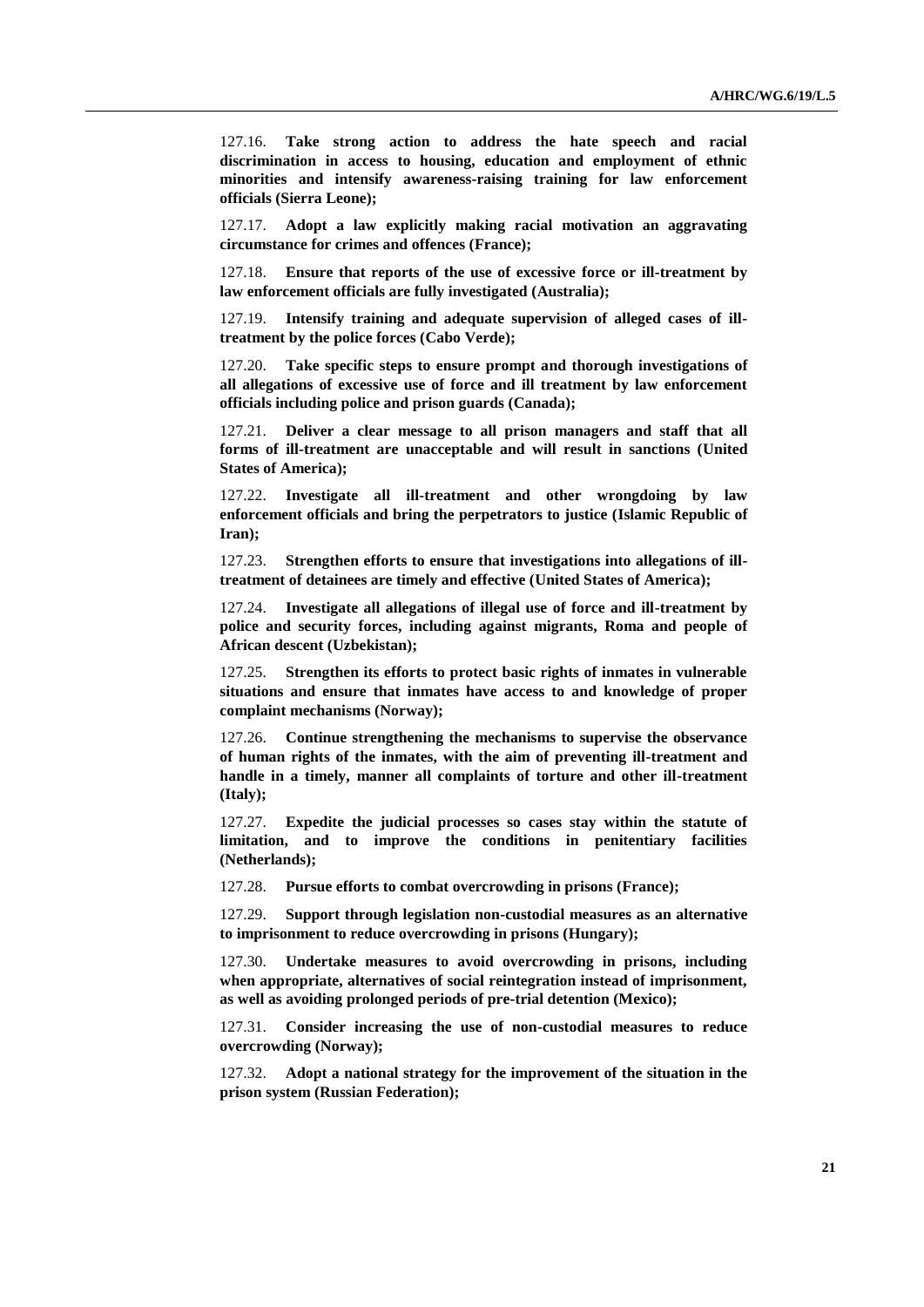127.16. **Take strong action to address the hate speech and racial discrimination in access to housing, education and employment of ethnic minorities and intensify awareness-raising training for law enforcement officials (Sierra Leone);**

127.17. **Adopt a law explicitly making racial motivation an aggravating circumstance for crimes and offences (France);**

127.18. **Ensure that reports of the use of excessive force or ill-treatment by law enforcement officials are fully investigated (Australia);**

127.19. **Intensify training and adequate supervision of alleged cases of ill-treatment by the police forces (Cabo Verde);**

127.20. **Take specific steps to ensure prompt and thorough investigations of all allegations of excessive use of force and ill treatment by law enforcement officials including police and prison guards (Canada);**

127.21. **Deliver a clear message to all prison managers and staff that all forms of ill-treatment are unacceptable and will result in sanctions (United States of America);**

127.22. **Investigate all ill-treatment and other wrongdoing by law enforcement officials and bring the perpetrators to justice (Islamic Republic of Iran);**

127.23. **Strengthen efforts to ensure that investigations into allegations of ill-treatment of detainees are timely and effective (United States of America);**

127.24. **Investigate all allegations of illegal use of force and ill-treatment by police and security forces, including against migrants, Roma and people of African descent (Uzbekistan);**

127.25. **Strengthen its efforts to protect basic rights of inmates in vulnerable situations and ensure that inmates have access to and knowledge of proper complaint mechanisms (Norway);**

127.26. **Continue strengthening the mechanisms to supervise the observance of human rights of the inmates, with the aim of preventing ill-treatment and handle in a timely, manner all complaints of torture and other ill-treatment (Italy);**

127.27. **Expedite the judicial processes so cases stay within the statute of limitation, and to improve the conditions in penitentiary facilities (Netherlands);**

127.28. **Pursue efforts to combat overcrowding in prisons (France);**

127.29. **Support through legislation non-custodial measures as an alternative to imprisonment to reduce overcrowding in prisons (Hungary);**

127.30. **Undertake measures to avoid overcrowding in prisons, including when appropriate, alternatives of social reintegration instead of imprisonment, as well as avoiding prolonged periods of pre-trial detention (Mexico);**

127.31. **Consider increasing the use of non-custodial measures to reduce overcrowding (Norway);**

127.32. **Adopt a national strategy for the improvement of the situation in the prison system (Russian Federation);**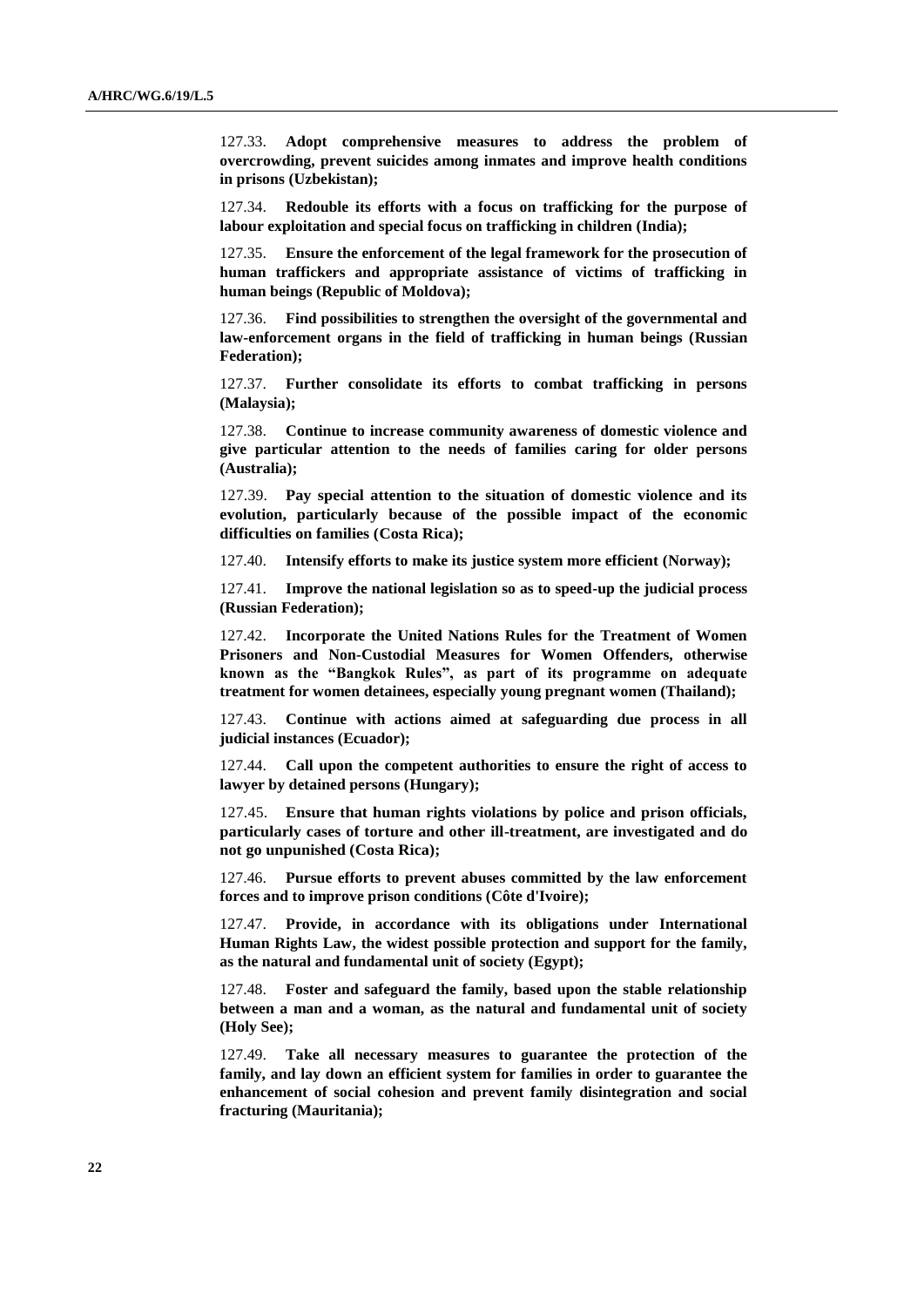127.33. **Adopt comprehensive measures to address the problem of overcrowding, prevent suicides among inmates and improve health conditions in prisons (Uzbekistan);**

127.34. **Redouble its efforts with a focus on trafficking for the purpose of labour exploitation and special focus on trafficking in children (India);**

127.35. **Ensure the enforcement of the legal framework for the prosecution of human traffickers and appropriate assistance of victims of trafficking in human beings (Republic of Moldova);**

127.36. **Find possibilities to strengthen the oversight of the governmental and law-enforcement organs in the field of trafficking in human beings (Russian Federation);**

127.37. **Further consolidate its efforts to combat trafficking in persons (Malaysia);**

127.38. **Continue to increase community awareness of domestic violence and give particular attention to the needs of families caring for older persons (Australia);**

127.39. **Pay special attention to the situation of domestic violence and its evolution, particularly because of the possible impact of the economic difficulties on families (Costa Rica);**

127.40. **Intensify efforts to make its justice system more efficient (Norway);**

127.41. **Improve the national legislation so as to speed-up the judicial process (Russian Federation);**

127.42. **Incorporate the United Nations Rules for the Treatment of Women Prisoners and Non-Custodial Measures for Women Offenders, otherwise known as the "Bangkok Rules", as part of its programme on adequate treatment for women detainees, especially young pregnant women (Thailand);**

127.43. **Continue with actions aimed at safeguarding due process in all judicial instances (Ecuador);**

127.44. **Call upon the competent authorities to ensure the right of access to lawyer by detained persons (Hungary);**

127.45. **Ensure that human rights violations by police and prison officials, particularly cases of torture and other ill-treatment, are investigated and do not go unpunished (Costa Rica);**

127.46. **Pursue efforts to prevent abuses committed by the law enforcement forces and to improve prison conditions (Côte d'Ivoire);**

127.47. **Provide, in accordance with its obligations under International Human Rights Law, the widest possible protection and support for the family, as the natural and fundamental unit of society (Egypt);**

127.48. **Foster and safeguard the family, based upon the stable relationship between a man and a woman, as the natural and fundamental unit of society (Holy See);**

127.49. **Take all necessary measures to guarantee the protection of the family, and lay down an efficient system for families in order to guarantee the enhancement of social cohesion and prevent family disintegration and social fracturing (Mauritania);**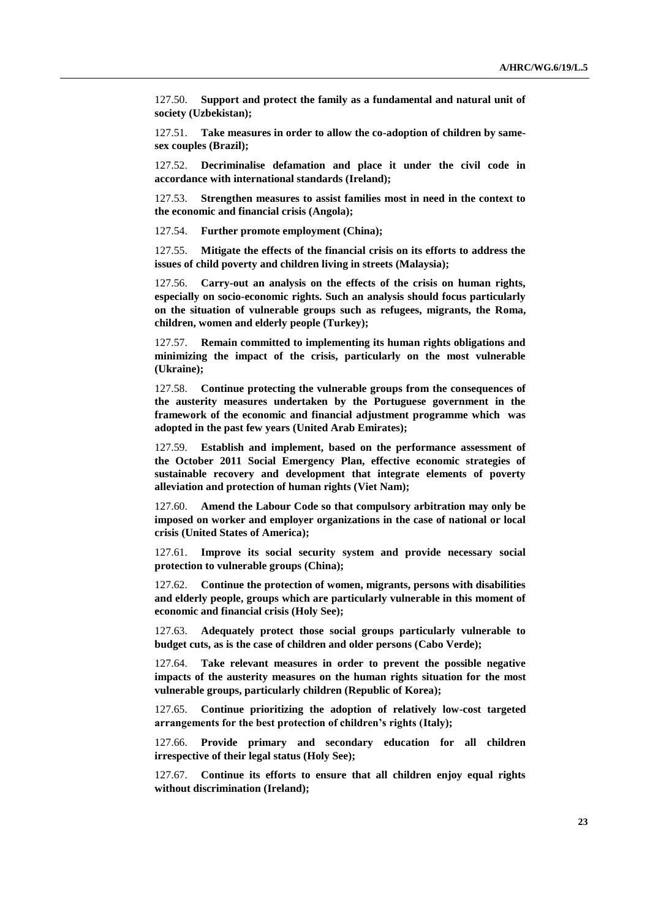127.50. **Support and protect the family as a fundamental and natural unit of society (Uzbekistan);**

127.51. **Take measures in order to allow the co-adoption of children by same-sex couples (Brazil);**

127.52. **Decriminalise defamation and place it under the civil code in accordance with international standards (Ireland);**

127.53. **Strengthen measures to assist families most in need in the context to the economic and financial crisis (Angola);**

127.54. **Further promote employment (China);**

127.55. **Mitigate the effects of the financial crisis on its efforts to address the issues of child poverty and children living in streets (Malaysia);**

127.56. **Carry-out an analysis on the effects of the crisis on human rights, especially on socio-economic rights. Such an analysis should focus particularly on the situation of vulnerable groups such as refugees, migrants, the Roma, children, women and elderly people (Turkey);**

127.57. **Remain committed to implementing its human rights obligations and minimizing the impact of the crisis, particularly on the most vulnerable (Ukraine);**

127.58. **Continue protecting the vulnerable groups from the consequences of the austerity measures undertaken by the Portuguese government in the framework of the economic and financial adjustment programme which was adopted in the past few years (United Arab Emirates);**

127.59. **Establish and implement, based on the performance assessment of the October 2011 Social Emergency Plan, effective economic strategies of sustainable recovery and development that integrate elements of poverty alleviation and protection of human rights (Viet Nam);**

127.60. **Amend the Labour Code so that compulsory arbitration may only be imposed on worker and employer organizations in the case of national or local crisis (United States of America);**

127.61. **Improve its social security system and provide necessary social protection to vulnerable groups (China);**

127.62. **Continue the protection of women, migrants, persons with disabilities and elderly people, groups which are particularly vulnerable in this moment of economic and financial crisis (Holy See);**

127.63. **Adequately protect those social groups particularly vulnerable to budget cuts, as is the case of children and older persons (Cabo Verde);**

127.64. **Take relevant measures in order to prevent the possible negative impacts of the austerity measures on the human rights situation for the most vulnerable groups, particularly children (Republic of Korea);**

127.65. **Continue prioritizing the adoption of relatively low-cost targeted arrangements for the best protection of children's rights (Italy);**

127.66. **Provide primary and secondary education for all children irrespective of their legal status (Holy See);**

127.67. **Continue its efforts to ensure that all children enjoy equal rights without discrimination (Ireland);**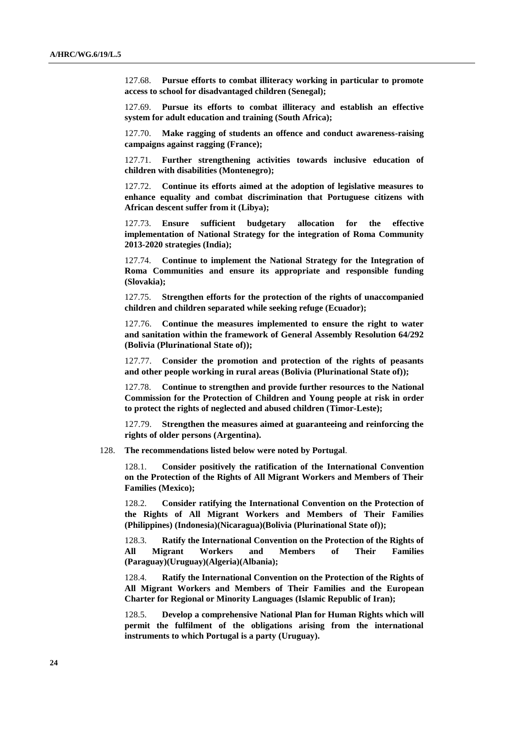127.68. **Pursue efforts to combat illiteracy working in particular to promote access to school for disadvantaged children (Senegal);**

127.69. **Pursue its efforts to combat illiteracy and establish an effective system for adult education and training (South Africa);**

127.70. **Make ragging of students an offence and conduct awareness-raising campaigns against ragging (France);**

127.71. **Further strengthening activities towards inclusive education of children with disabilities (Montenegro);**

127.72. **Continue its efforts aimed at the adoption of legislative measures to enhance equality and combat discrimination that Portuguese citizens with African descent suffer from it (Libya);**

127.73. **Ensure sufficient budgetary allocation for the effective implementation of National Strategy for the integration of Roma Community 2013-2020 strategies (India);**

127.74. **Continue to implement the National Strategy for the Integration of Roma Communities and ensure its appropriate and responsible funding (Slovakia);**

127.75. **Strengthen efforts for the protection of the rights of unaccompanied children and children separated while seeking refuge (Ecuador);**

127.76. **Continue the measures implemented to ensure the right to water and sanitation within the framework of General Assembly Resolution 64/292 (Bolivia (Plurinational State of));**

127.77. **Consider the promotion and protection of the rights of peasants and other people working in rural areas (Bolivia (Plurinational State of));**

127.78. **Continue to strengthen and provide further resources to the National Commission for the Protection of Children and Young people at risk in order to protect the rights of neglected and abused children (Timor-Leste);**

127.79. **Strengthen the measures aimed at guaranteeing and reinforcing the rights of older persons (Argentina).**

128. **The recommendations listed below were noted by Portugal**.

128.1. **Consider positively the ratification of the International Convention on the Protection of the Rights of All Migrant Workers and Members of Their Families (Mexico);**

128.2. **Consider ratifying the International Convention on the Protection of the Rights of All Migrant Workers and Members of Their Families (Philippines) (Indonesia)(Nicaragua)(Bolivia (Plurinational State of));**

128.3. **Ratify the International Convention on the Protection of the Rights of All Migrant Workers and Members of Their Families (Paraguay)(Uruguay)(Algeria)(Albania);**

128.4. **Ratify the International Convention on the Protection of the Rights of All Migrant Workers and Members of Their Families and the European Charter for Regional or Minority Languages (Islamic Republic of Iran);**

128.5. **Develop a comprehensive National Plan for Human Rights which will permit the fulfilment of the obligations arising from the international instruments to which Portugal is a party (Uruguay).**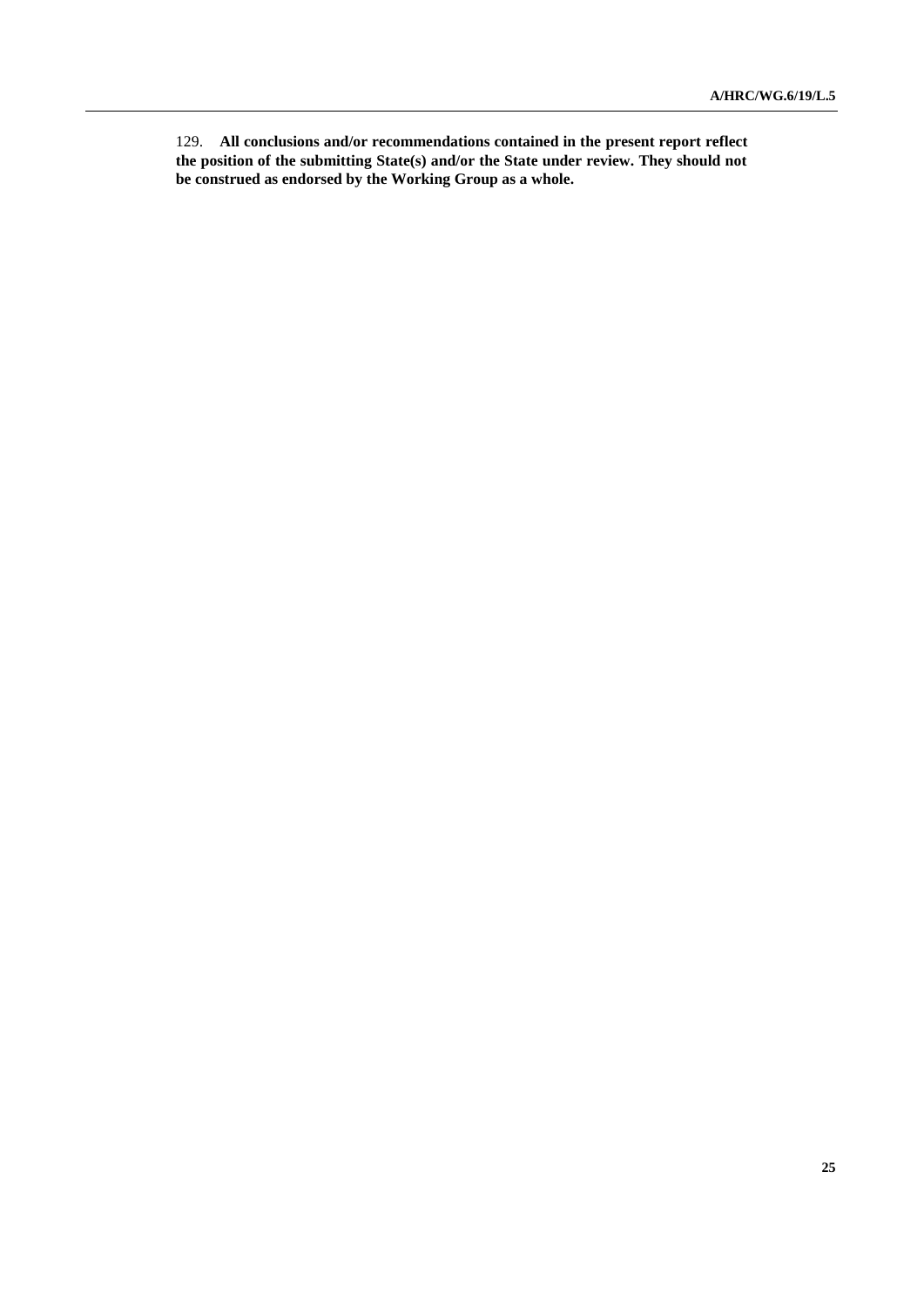129. **All conclusions and/or recommendations contained in the present report reflect the position of the submitting State(s) and/or the State under review. They should not be construed as endorsed by the Working Group as a whole.**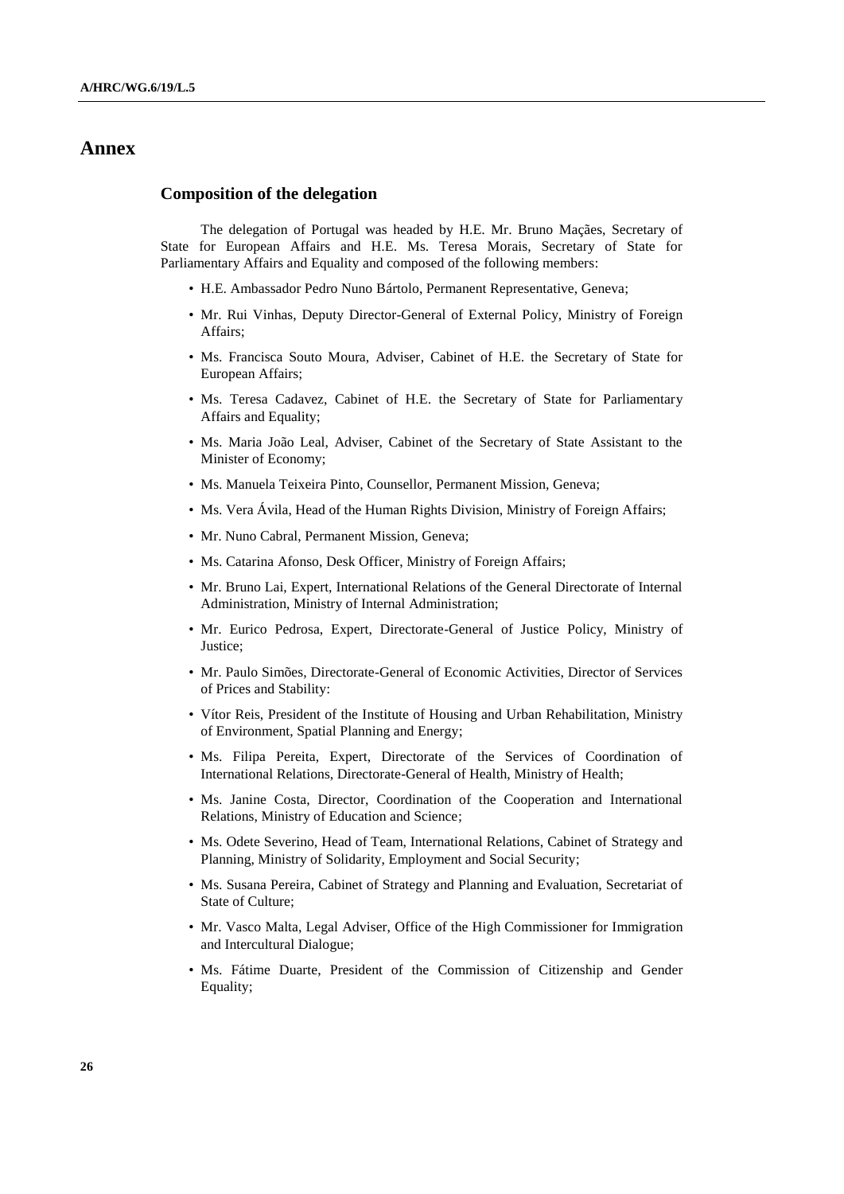# Annex

## Composition of the delegation

The delegation of Portugal was headed by H.E. Mr. Bruno Maçães, Secretary of State for European Affairs and H.E. Ms. Teresa Morais, Secretary of State for Parliamentary Affairs and Equality and composed of the following members:

- H.E. Ambassador Pedro Nuno Bártolo, Permanent Representative, Geneva;
- Mr. Rui Vinhas, Deputy Director-General of External Policy, Ministry of Foreign Affairs;
- Ms. Francisca Souto Moura, Adviser, Cabinet of H.E. the Secretary of State for European Affairs;
- Ms. Teresa Cadavez, Cabinet of H.E. the Secretary of State for Parliamentary Affairs and Equality;
- Ms. Maria João Leal, Adviser, Cabinet of the Secretary of State Assistant to the Minister of Economy;
- Ms. Manuela Teixeira Pinto, Counsellor, Permanent Mission, Geneva;
- Ms. Vera Ávila, Head of the Human Rights Division, Ministry of Foreign Affairs;
- Mr. Nuno Cabral, Permanent Mission, Geneva;
- Ms. Catarina Afonso, Desk Officer, Ministry of Foreign Affairs;
- Mr. Bruno Lai, Expert, International Relations of the General Directorate of Internal Administration, Ministry of Internal Administration;
- Mr. Eurico Pedrosa, Expert, Directorate-General of Justice Policy, Ministry of Justice;
- Mr. Paulo Simões, Directorate-General of Economic Activities, Director of Services of Prices and Stability:
- Vítor Reis, President of the Institute of Housing and Urban Rehabilitation, Ministry of Environment, Spatial Planning and Energy;
- Ms. Filipa Pereita, Expert, Directorate of the Services of Coordination of International Relations, Directorate-General of Health, Ministry of Health;
- Ms. Janine Costa, Director, Coordination of the Cooperation and International Relations, Ministry of Education and Science;
- Ms. Odete Severino, Head of Team, International Relations, Cabinet of Strategy and Planning, Ministry of Solidarity, Employment and Social Security;
- Ms. Susana Pereira, Cabinet of Strategy and Planning and Evaluation, Secretariat of State of Culture;
- Mr. Vasco Malta, Legal Adviser, Office of the High Commissioner for Immigration and Intercultural Dialogue;
- Ms. Fátime Duarte, President of the Commission of Citizenship and Gender Equality;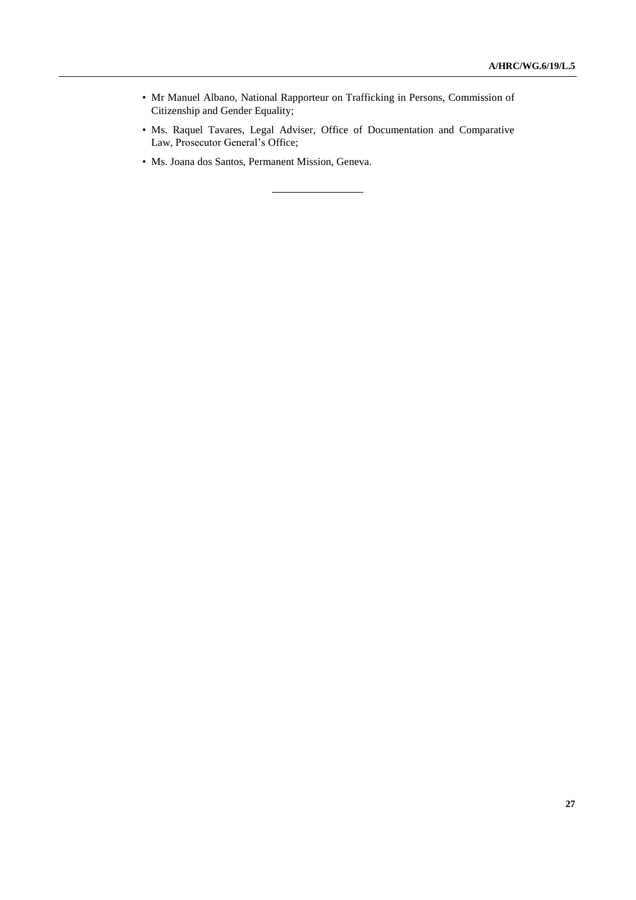- Mr Manuel Albano, National Rapporteur on Trafficking in Persons, Commission of Citizenship and Gender Equality;
- Ms. Raquel Tavares, Legal Adviser, Office of Documentation and Comparative Law, Prosecutor General's Office;
- Ms. Joana dos Santos, Permanent Mission, Geneva.